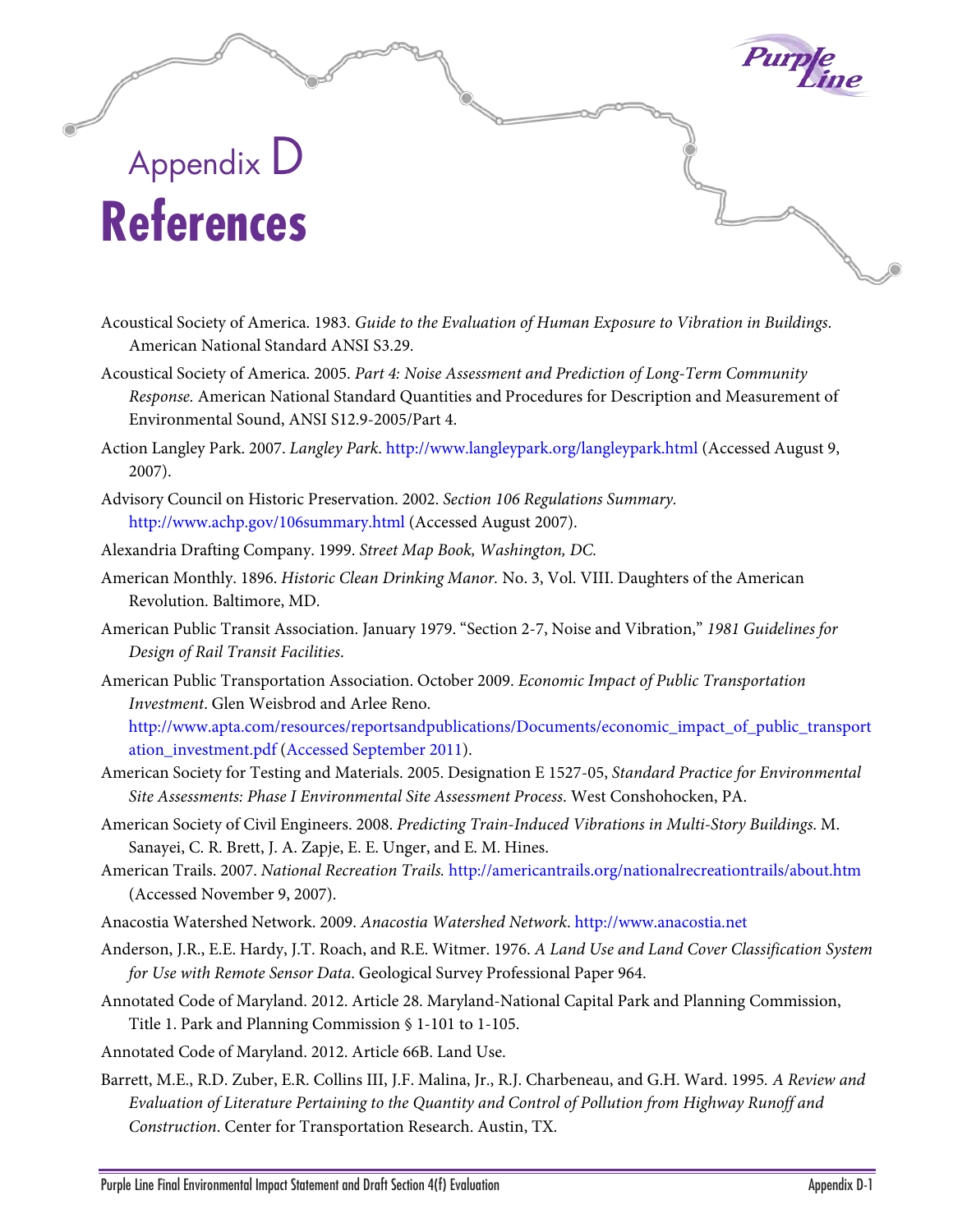# Appendix D
# References

Acoustical Society of America. 1983. *Guide to the Evaluation of Human Exposure to Vibration in Buildings*. American National Standard ANSI S3.29.

Acoustical Society of America. 2005. *Part 4: Noise Assessment and Prediction of Long-Term Community Response.* American National Standard Quantities and Procedures for Description and Measurement of Environmental Sound, ANSI S12.9-2005/Part 4.

Action Langley Park. 2007. *Langley Park*. http://www.langleypark.org/langleypark.html (Accessed August 9, 2007).

Advisory Council on Historic Preservation. 2002. *Section 106 Regulations Summary.* http://www.achp.gov/106summary.html (Accessed August 2007).

Alexandria Drafting Company. 1999. *Street Map Book, Washington, DC.*

American Monthly. 1896. *Historic Clean Drinking Manor.* No. 3, Vol. VIII. Daughters of the American Revolution. Baltimore, MD.

American Public Transit Association. January 1979. "Section 2-7, Noise and Vibration," *1981 Guidelines for Design of Rail Transit Facilities*.

American Public Transportation Association. October 2009. *Economic Impact of Public Transportation Investment*. Glen Weisbrod and Arlee Reno. http://www.apta.com/resources/reportsandpublications/Documents/economic_impact_of_public_transportation_investment.pdf (Accessed September 2011).

American Society for Testing and Materials. 2005. Designation E 1527-05, *Standard Practice for Environmental Site Assessments: Phase I Environmental Site Assessment Process*. West Conshohocken, PA.

American Society of Civil Engineers. 2008. *Predicting Train-Induced Vibrations in Multi-Story Buildings.* M. Sanayei, C. R. Brett, J. A. Zapje, E. E. Unger, and E. M. Hines.

American Trails. 2007. *National Recreation Trails.* http://americantrails.org/nationalrecreationtrails/about.htm (Accessed November 9, 2007).

Anacostia Watershed Network. 2009. *Anacostia Watershed Network*. http://www.anacostia.net

Anderson, J.R., E.E. Hardy, J.T. Roach, and R.E. Witmer. 1976. *A Land Use and Land Cover Classification System for Use with Remote Sensor Data*. Geological Survey Professional Paper 964.

Annotated Code of Maryland. 2012. Article 28. Maryland-National Capital Park and Planning Commission, Title 1. Park and Planning Commission § 1-101 to 1-105.

Annotated Code of Maryland. 2012. Article 66B. Land Use.

Barrett, M.E., R.D. Zuber, E.R. Collins III, J.F. Malina, Jr., R.J. Charbeneau, and G.H. Ward. 1995. *A Review and Evaluation of Literature Pertaining to the Quantity and Control of Pollution from Highway Runoff and Construction*. Center for Transportation Research. Austin, TX.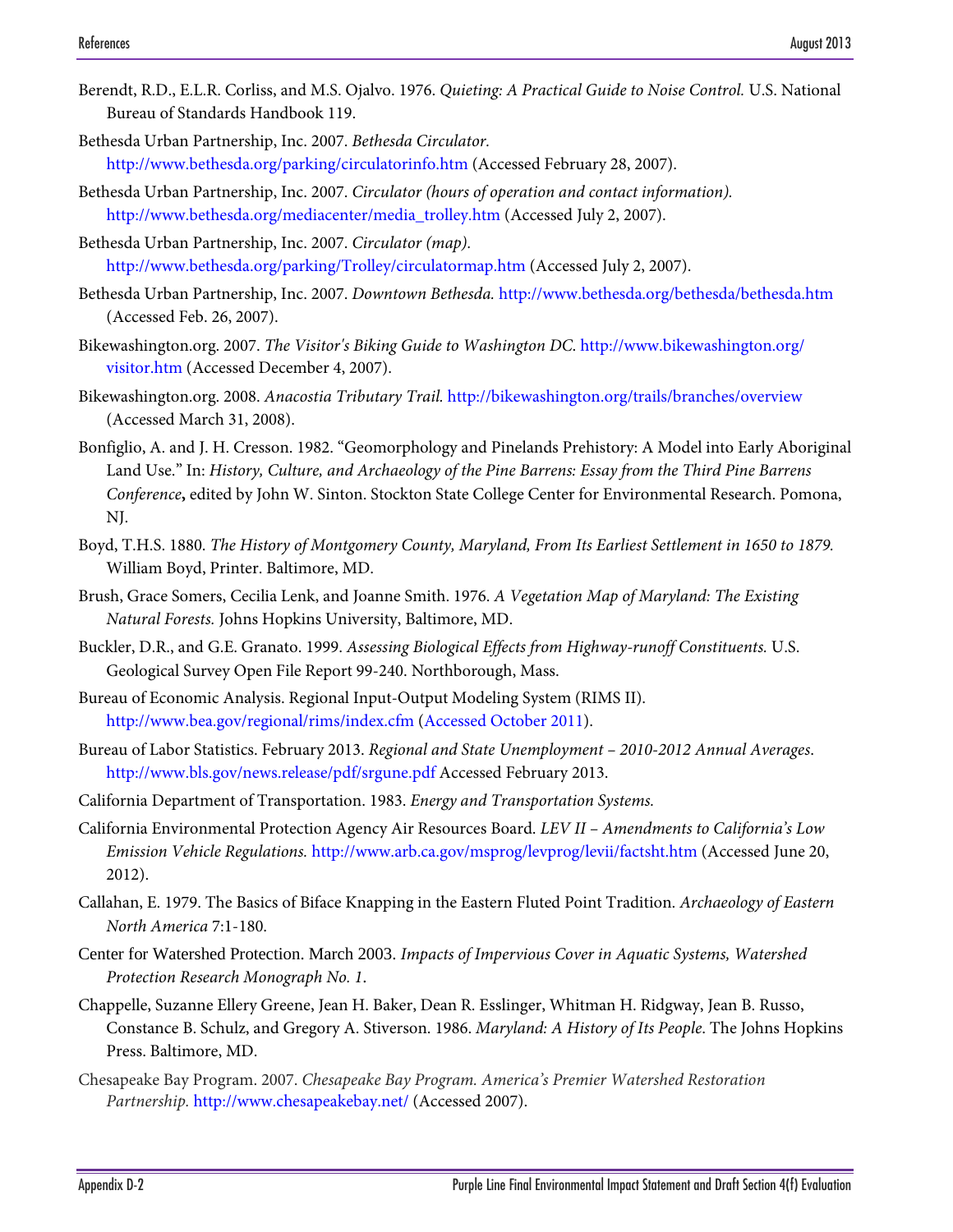Berendt, R.D., E.L.R. Corliss, and M.S. Ojalvo. 1976. *Quieting: A Practical Guide to Noise Control.* U.S. National Bureau of Standards Handbook 119.

Bethesda Urban Partnership, Inc. 2007. *Bethesda Circulator.* http://www.bethesda.org/parking/circulatorinfo.htm (Accessed February 28, 2007).

Bethesda Urban Partnership, Inc. 2007. *Circulator (hours of operation and contact information).* http://www.bethesda.org/mediacenter/media_trolley.htm (Accessed July 2, 2007).

Bethesda Urban Partnership, Inc. 2007. *Circulator (map).* http://www.bethesda.org/parking/Trolley/circulatormap.htm (Accessed July 2, 2007).

Bethesda Urban Partnership, Inc. 2007. *Downtown Bethesda.* http://www.bethesda.org/bethesda/bethesda.htm (Accessed Feb. 26, 2007).

Bikewashington.org. 2007. *The Visitor's Biking Guide to Washington DC.* http://www.bikewashington.org/visitor.htm (Accessed December 4, 2007).

Bikewashington.org. 2008. *Anacostia Tributary Trail.* http://bikewashington.org/trails/branches/overview (Accessed March 31, 2008).

Bonfiglio, A. and J. H. Cresson. 1982. "Geomorphology and Pinelands Prehistory: A Model into Early Aboriginal Land Use." In: *History, Culture, and Archaeology of the Pine Barrens: Essay from the Third Pine Barrens Conference***,** edited by John W. Sinton. Stockton State College Center for Environmental Research. Pomona, NJ.

Boyd, T.H.S. 1880. *The History of Montgomery County, Maryland, From Its Earliest Settlement in 1650 to 1879.* William Boyd, Printer. Baltimore, MD.

Brush, Grace Somers, Cecilia Lenk, and Joanne Smith. 1976. *A Vegetation Map of Maryland: The Existing Natural Forests.* Johns Hopkins University, Baltimore, MD.

Buckler, D.R., and G.E. Granato. 1999. *Assessing Biological Effects from Highway-runoff Constituents.* U.S. Geological Survey Open File Report 99-240. Northborough, Mass.

Bureau of Economic Analysis. Regional Input-Output Modeling System (RIMS II). http://www.bea.gov/regional/rims/index.cfm (Accessed October 2011).

Bureau of Labor Statistics. February 2013. *Regional and State Unemployment – 2010-2012 Annual Averages.* http://www.bls.gov/news.release/pdf/srgune.pdf Accessed February 2013.

California Department of Transportation. 1983. *Energy and Transportation Systems.*

California Environmental Protection Agency Air Resources Board. *LEV II – Amendments to California's Low Emission Vehicle Regulations.* http://www.arb.ca.gov/msprog/levprog/levii/factsht.htm (Accessed June 20, 2012).

Callahan, E. 1979. The Basics of Biface Knapping in the Eastern Fluted Point Tradition. *Archaeology of Eastern North America* 7:1-180.

Center for Watershed Protection. March 2003. *Impacts of Impervious Cover in Aquatic Systems, Watershed Protection Research Monograph No. 1*.

Chappelle, Suzanne Ellery Greene, Jean H. Baker, Dean R. Esslinger, Whitman H. Ridgway, Jean B. Russo, Constance B. Schulz, and Gregory A. Stiverson. 1986. *Maryland: A History of Its People.* The Johns Hopkins Press. Baltimore, MD.

Chesapeake Bay Program. 2007. *Chesapeake Bay Program. America's Premier Watershed Restoration Partnership.* http://www.chesapeakebay.net/ (Accessed 2007).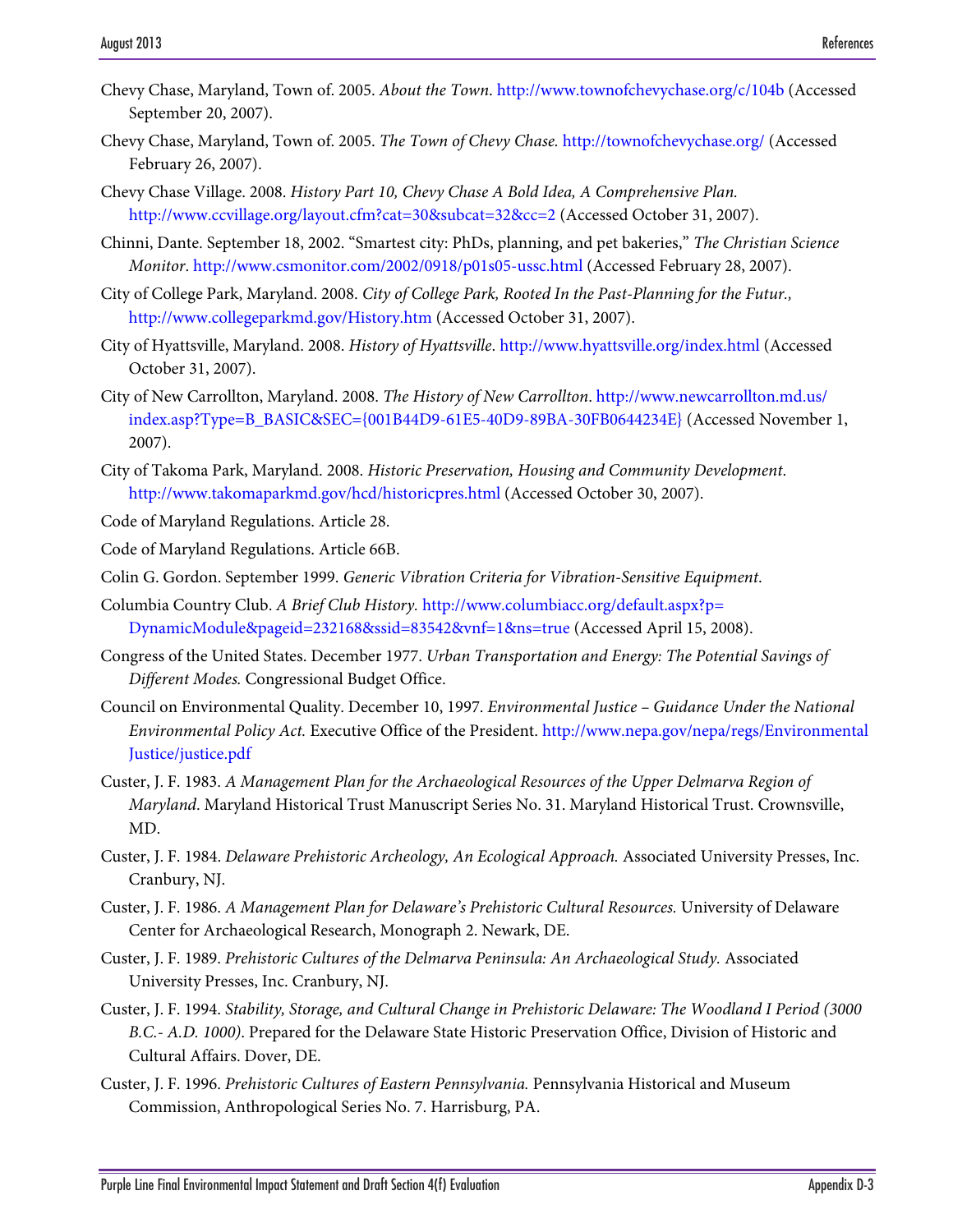Chevy Chase, Maryland, Town of. 2005. *About the Town*. http://www.townofchevychase.org/c/104b (Accessed September 20, 2007).

Chevy Chase, Maryland, Town of. 2005. *The Town of Chevy Chase.* http://townofchevychase.org/ (Accessed February 26, 2007).

Chevy Chase Village. 2008. *History Part 10, Chevy Chase A Bold Idea, A Comprehensive Plan.* http://www.ccvillage.org/layout.cfm?cat=30&subcat=32&cc=2 (Accessed October 31, 2007).

Chinni, Dante. September 18, 2002. "Smartest city: PhDs, planning, and pet bakeries," *The Christian Science Monitor*. http://www.csmonitor.com/2002/0918/p01s05-ussc.html (Accessed February 28, 2007).

City of College Park, Maryland. 2008. *City of College Park, Rooted In the Past-Planning for the Futur.,* http://www.collegeparkmd.gov/History.htm (Accessed October 31, 2007).

City of Hyattsville, Maryland. 2008. *History of Hyattsville*. http://www.hyattsville.org/index.html (Accessed October 31, 2007).

City of New Carrollton, Maryland. 2008. *The History of New Carrollton*. http://www.newcarrollton.md.us/index.asp?Type=B_BASIC&SEC={001B44D9-61E5-40D9-89BA-30FB0644234E} (Accessed November 1, 2007).

City of Takoma Park, Maryland. 2008. *Historic Preservation, Housing and Community Development.* http://www.takomaparkmd.gov/hcd/historicpres.html (Accessed October 30, 2007).

Code of Maryland Regulations. Article 28.

Code of Maryland Regulations. Article 66B.

Colin G. Gordon. September 1999. *Generic Vibration Criteria for Vibration-Sensitive Equipment*.

Columbia Country Club. *A Brief Club History.* http://www.columbiacc.org/default.aspx?p=DynamicModule&pageid=232168&ssid=83542&vnf=1&ns=true (Accessed April 15, 2008).

Congress of the United States. December 1977. *Urban Transportation and Energy: The Potential Savings of Different Modes.* Congressional Budget Office.

Council on Environmental Quality. December 10, 1997. *Environmental Justice – Guidance Under the National Environmental Policy Act.* Executive Office of the President. http://www.nepa.gov/nepa/regs/EnvironmentalJustice/justice.pdf

Custer, J. F. 1983. *A Management Plan for the Archaeological Resources of the Upper Delmarva Region of Maryland*. Maryland Historical Trust Manuscript Series No. 31. Maryland Historical Trust. Crownsville, MD.

Custer, J. F. 1984. *Delaware Prehistoric Archeology, An Ecological Approach.* Associated University Presses, Inc. Cranbury, NJ.

Custer, J. F. 1986. *A Management Plan for Delaware's Prehistoric Cultural Resources.* University of Delaware Center for Archaeological Research, Monograph 2. Newark, DE.

Custer, J. F. 1989. *Prehistoric Cultures of the Delmarva Peninsula: An Archaeological Study.* Associated University Presses, Inc. Cranbury, NJ.

Custer, J. F. 1994. *Stability, Storage, and Cultural Change in Prehistoric Delaware: The Woodland I Period (3000 B.C.- A.D. 1000).* Prepared for the Delaware State Historic Preservation Office, Division of Historic and Cultural Affairs. Dover, DE.

Custer, J. F. 1996. *Prehistoric Cultures of Eastern Pennsylvania.* Pennsylvania Historical and Museum Commission, Anthropological Series No. 7. Harrisburg, PA.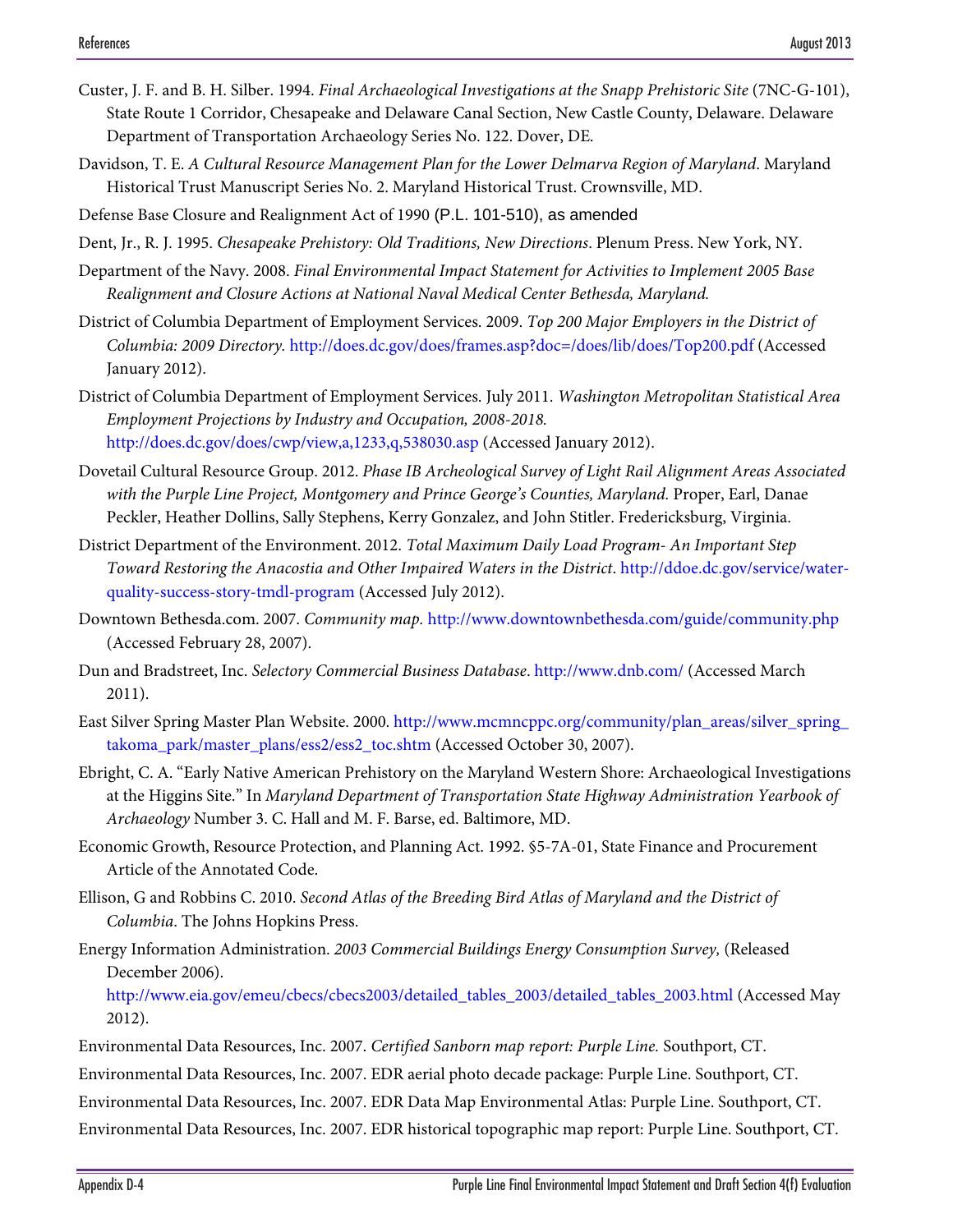Custer, J. F. and B. H. Silber. 1994. *Final Archaeological Investigations at the Snapp Prehistoric Site* (7NC-G-101), State Route 1 Corridor, Chesapeake and Delaware Canal Section, New Castle County, Delaware. Delaware Department of Transportation Archaeology Series No. 122. Dover, DE.

Davidson, T. E. *A Cultural Resource Management Plan for the Lower Delmarva Region of Maryland*. Maryland Historical Trust Manuscript Series No. 2. Maryland Historical Trust. Crownsville, MD.

Defense Base Closure and Realignment Act of 1990 (P.L. 101-510), as amended

Dent, Jr., R. J. 1995. *Chesapeake Prehistory: Old Traditions, New Directions*. Plenum Press. New York, NY.

Department of the Navy. 2008. *Final Environmental Impact Statement for Activities to Implement 2005 Base Realignment and Closure Actions at National Naval Medical Center Bethesda, Maryland.*

District of Columbia Department of Employment Services. 2009. *Top 200 Major Employers in the District of Columbia: 2009 Directory.* http://does.dc.gov/does/frames.asp?doc=/does/lib/does/Top200.pdf (Accessed January 2012).

District of Columbia Department of Employment Services. July 2011. *Washington Metropolitan Statistical Area Employment Projections by Industry and Occupation, 2008-2018.* http://does.dc.gov/does/cwp/view,a,1233,q,538030.asp (Accessed January 2012).

Dovetail Cultural Resource Group. 2012. *Phase IB Archeological Survey of Light Rail Alignment Areas Associated with the Purple Line Project, Montgomery and Prince George's Counties, Maryland.* Proper, Earl, Danae Peckler, Heather Dollins, Sally Stephens, Kerry Gonzalez, and John Stitler. Fredericksburg, Virginia.

District Department of the Environment. 2012. *Total Maximum Daily Load Program- An Important Step Toward Restoring the Anacostia and Other Impaired Waters in the District*. http://ddoe.dc.gov/service/water-quality-success-story-tmdl-program (Accessed July 2012).

Downtown Bethesda.com. 2007. *Community map*. http://www.downtownbethesda.com/guide/community.php (Accessed February 28, 2007).

Dun and Bradstreet, Inc. *Selectory Commercial Business Database*. http://www.dnb.com/ (Accessed March 2011).

East Silver Spring Master Plan Website. 2000. http://www.mcmncppc.org/community/plan_areas/silver_spring_takoma_park/master_plans/ess2/ess2_toc.shtm (Accessed October 30, 2007).

Ebright, C. A. "Early Native American Prehistory on the Maryland Western Shore: Archaeological Investigations at the Higgins Site." In *Maryland Department of Transportation State Highway Administration Yearbook of Archaeology* Number 3. C. Hall and M. F. Barse, ed. Baltimore, MD.

Economic Growth, Resource Protection, and Planning Act. 1992. §5-7A-01, State Finance and Procurement Article of the Annotated Code.

Ellison, G and Robbins C. 2010. *Second Atlas of the Breeding Bird Atlas of Maryland and the District of Columbia*. The Johns Hopkins Press.

Energy Information Administration. *2003 Commercial Buildings Energy Consumption Survey,* (Released December 2006). http://www.eia.gov/emeu/cbecs/cbecs2003/detailed_tables_2003/detailed_tables_2003.html (Accessed May 2012).

Environmental Data Resources, Inc. 2007. *Certified Sanborn map report: Purple Line.* Southport, CT.

Environmental Data Resources, Inc. 2007. EDR aerial photo decade package: Purple Line. Southport, CT.

Environmental Data Resources, Inc. 2007. EDR Data Map Environmental Atlas: Purple Line. Southport, CT.

Environmental Data Resources, Inc. 2007. EDR historical topographic map report: Purple Line. Southport, CT.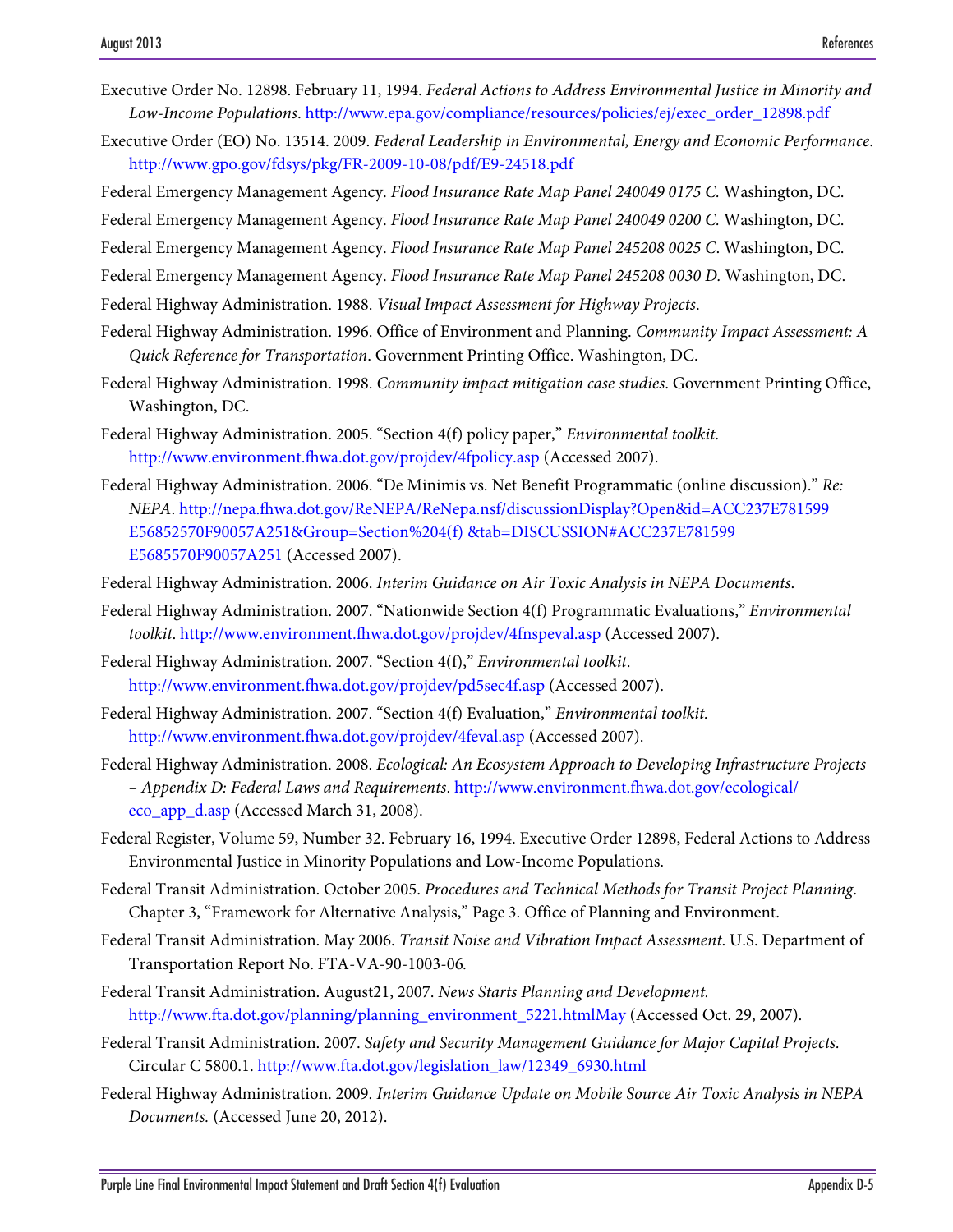Executive Order No. 12898. February 11, 1994. *Federal Actions to Address Environmental Justice in Minority and Low-Income Populations.* http://www.epa.gov/compliance/resources/policies/ej/exec_order_12898.pdf

Executive Order (EO) No. 13514. 2009. *Federal Leadership in Environmental, Energy and Economic Performance.* http://www.gpo.gov/fdsys/pkg/FR-2009-10-08/pdf/E9-24518.pdf

Federal Emergency Management Agency. *Flood Insurance Rate Map Panel 240049 0175 C.* Washington, DC.

Federal Emergency Management Agency. *Flood Insurance Rate Map Panel 240049 0200 C.* Washington, DC.

Federal Emergency Management Agency. *Flood Insurance Rate Map Panel 245208 0025 C*. Washington, DC.

Federal Emergency Management Agency. *Flood Insurance Rate Map Panel 245208 0030 D.* Washington, DC.

Federal Highway Administration. 1988. *Visual Impact Assessment for Highway Projects*.

Federal Highway Administration. 1996. Office of Environment and Planning. *Community Impact Assessment: A Quick Reference for Transportation*. Government Printing Office. Washington, DC.

Federal Highway Administration. 1998. *Community impact mitigation case studies*. Government Printing Office, Washington, DC.

Federal Highway Administration. 2005. "Section 4(f) policy paper," *Environmental toolkit*. http://www.environment.fhwa.dot.gov/projdev/4fpolicy.asp (Accessed 2007).

Federal Highway Administration. 2006. "De Minimis vs. Net Benefit Programmatic (online discussion)." *Re: NEPA*. http://nepa.fhwa.dot.gov/ReNEPA/ReNepa.nsf/discussionDisplay?Open&id=ACC237E781599 E56852570F90057A251&Group=Section%204(f) &tab=DISCUSSION#ACC237E781599 E5685570F90057A251 (Accessed 2007).

Federal Highway Administration. 2006. *Interim Guidance on Air Toxic Analysis in NEPA Documents*.

Federal Highway Administration. 2007. "Nationwide Section 4(f) Programmatic Evaluations," *Environmental toolkit*. http://www.environment.fhwa.dot.gov/projdev/4fnspeval.asp (Accessed 2007).

Federal Highway Administration. 2007. "Section 4(f)," *Environmental toolkit*. http://www.environment.fhwa.dot.gov/projdev/pd5sec4f.asp (Accessed 2007).

Federal Highway Administration. 2007. "Section 4(f) Evaluation," *Environmental toolkit.* http://www.environment.fhwa.dot.gov/projdev/4feval.asp (Accessed 2007).

Federal Highway Administration. 2008. *Ecological: An Ecosystem Approach to Developing Infrastructure Projects – Appendix D: Federal Laws and Requirements*. http://www.environment.fhwa.dot.gov/ecological/eco_app_d.asp (Accessed March 31, 2008).

Federal Register, Volume 59, Number 32. February 16, 1994. Executive Order 12898, Federal Actions to Address Environmental Justice in Minority Populations and Low-Income Populations.

Federal Transit Administration. October 2005. *Procedures and Technical Methods for Transit Project Planning*. Chapter 3, "Framework for Alternative Analysis," Page 3. Office of Planning and Environment.

Federal Transit Administration. May 2006. *Transit Noise and Vibration Impact Assessment*. U.S. Department of Transportation Report No. FTA-VA-90-1003-06.

Federal Transit Administration. August21, 2007. *News Starts Planning and Development.* http://www.fta.dot.gov/planning/planning_environment_5221.htmlMay (Accessed Oct. 29, 2007).

Federal Transit Administration. 2007. *Safety and Security Management Guidance for Major Capital Projects.* Circular C 5800.1. http://www.fta.dot.gov/legislation_law/12349_6930.html

Federal Highway Administration. 2009. *Interim Guidance Update on Mobile Source Air Toxic Analysis in NEPA Documents.* (Accessed June 20, 2012).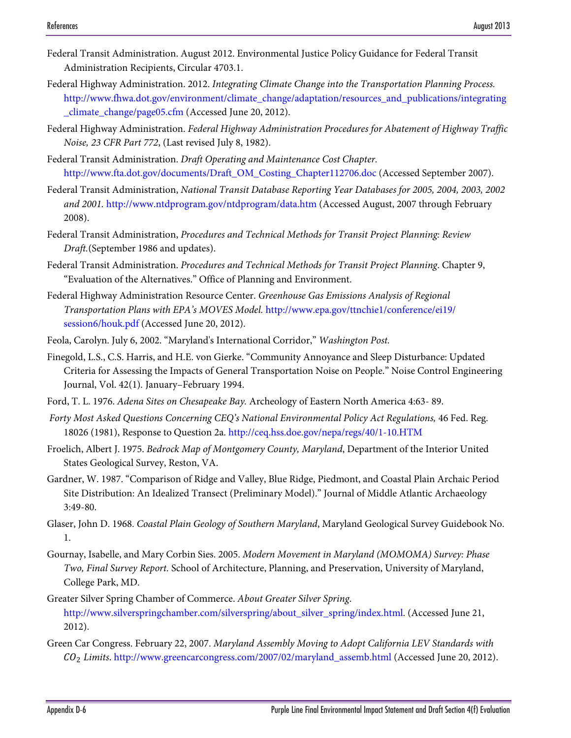Federal Transit Administration. August 2012. Environmental Justice Policy Guidance for Federal Transit Administration Recipients, Circular 4703.1.

Federal Highway Administration. 2012. *Integrating Climate Change into the Transportation Planning Process.* http://www.fhwa.dot.gov/environment/climate_change/adaptation/resources_and_publications/integrating_climate_change/page05.cfm (Accessed June 20, 2012).

Federal Highway Administration. *Federal Highway Administration Procedures for Abatement of Highway Traffic Noise, 23 CFR Part 772*, (Last revised July 8, 1982).

Federal Transit Administration. *Draft Operating and Maintenance Cost Chapter.* http://www.fta.dot.gov/documents/Draft_OM_Costing_Chapter112706.doc (Accessed September 2007).

Federal Transit Administration, *National Transit Database Reporting Year Databases for 2005, 2004, 2003, 2002 and 2001.* http://www.ntdprogram.gov/ntdprogram/data.htm (Accessed August, 2007 through February 2008).

Federal Transit Administration, *Procedures and Technical Methods for Transit Project Planning: Review Draft.*(September 1986 and updates).

Federal Transit Administration. *Procedures and Technical Methods for Transit Project Planning.* Chapter 9, "Evaluation of the Alternatives." Office of Planning and Environment.

Federal Highway Administration Resource Center. *Greenhouse Gas Emissions Analysis of Regional Transportation Plans with EPA's MOVES Model.* http://www.epa.gov/ttnchie1/conference/ei19/session6/houk.pdf (Accessed June 20, 2012).

Feola, Carolyn. July 6, 2002. "Maryland's International Corridor," *Washington Post.*

Finegold, L.S., C.S. Harris, and H.E. von Gierke. "Community Annoyance and Sleep Disturbance: Updated Criteria for Assessing the Impacts of General Transportation Noise on People." Noise Control Engineering Journal, Vol. 42(1). January–February 1994.

Ford, T. L. 1976. *Adena Sites on Chesapeake Bay.* Archeology of Eastern North America 4:63- 89.

*Forty Most Asked Questions Concerning CEQ's National Environmental Policy Act Regulations,* 46 Fed. Reg. 18026 (1981), Response to Question 2a. http://ceq.hss.doe.gov/nepa/regs/40/1-10.HTM

Froelich, Albert J. 1975. *Bedrock Map of Montgomery County, Maryland*, Department of the Interior United States Geological Survey, Reston, VA.

Gardner, W. 1987. "Comparison of Ridge and Valley, Blue Ridge, Piedmont, and Coastal Plain Archaic Period Site Distribution: An Idealized Transect (Preliminary Model)." Journal of Middle Atlantic Archaeology 3:49-80.

Glaser, John D. 1968. *Coastal Plain Geology of Southern Maryland*, Maryland Geological Survey Guidebook No. 1.

Gournay, Isabelle, and Mary Corbin Sies. 2005. *Modern Movement in Maryland (MOMOMA) Survey: Phase Two, Final Survey Report.* School of Architecture, Planning, and Preservation, University of Maryland, College Park, MD.

Greater Silver Spring Chamber of Commerce. *About Greater Silver Spring.* http://www.silverspringchamber.com/silverspring/about_silver_spring/index.html. (Accessed June 21, 2012).

Green Car Congress. February 22, 2007. *Maryland Assembly Moving to Adopt California LEV Standards with $CO_2$ Limits*. http://www.greencarcongress.com/2007/02/maryland_assemb.html (Accessed June 20, 2012).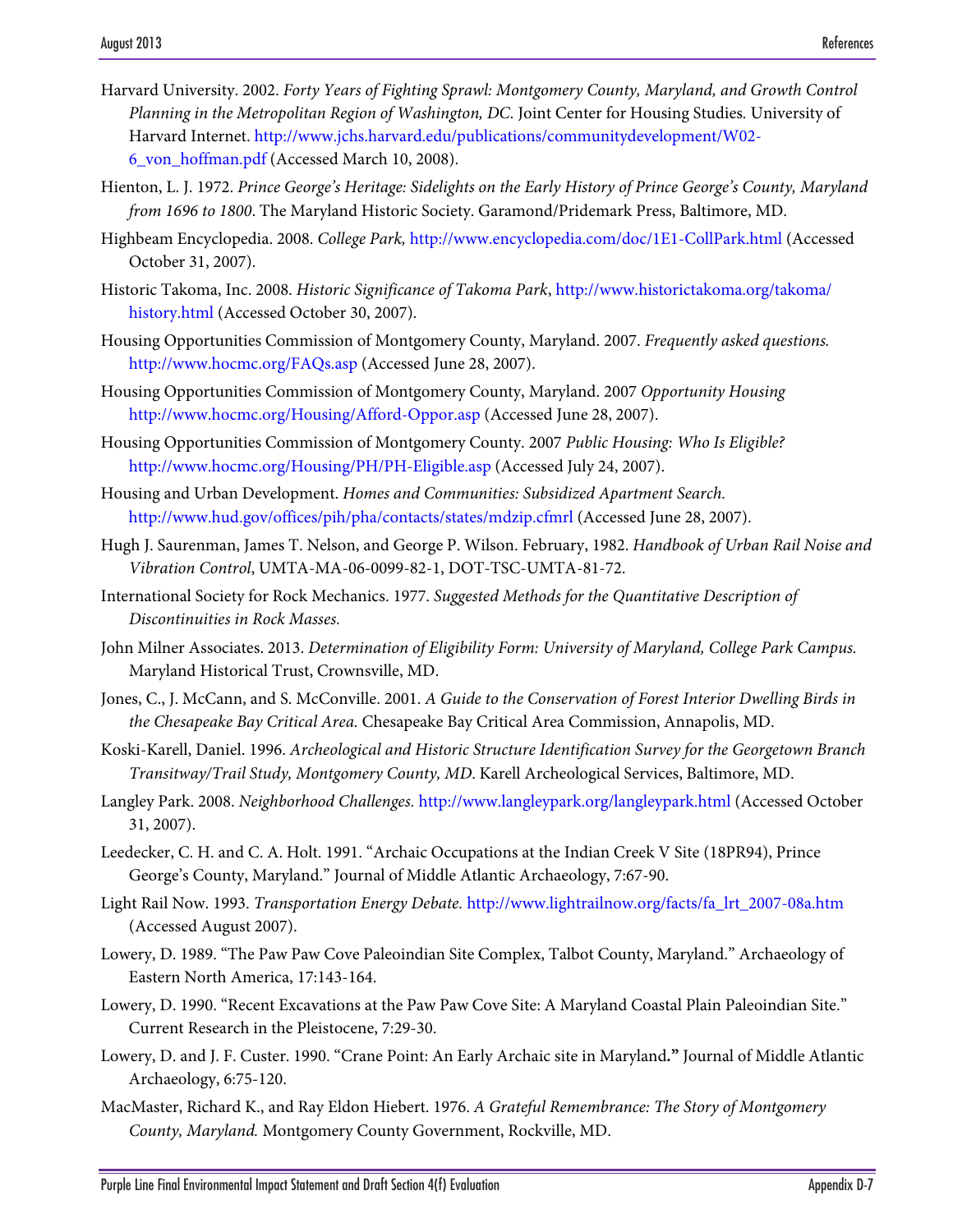Harvard University. 2002. *Forty Years of Fighting Sprawl: Montgomery County, Maryland, and Growth Control Planning in the Metropolitan Region of Washington, DC.* Joint Center for Housing Studies. University of Harvard Internet. http://www.jchs.harvard.edu/publications/communitydevelopment/W02-6_von_hoffman.pdf (Accessed March 10, 2008).

Hienton, L. J. 1972. *Prince George's Heritage: Sidelights on the Early History of Prince George's County, Maryland from 1696 to 1800*. The Maryland Historic Society. Garamond/Pridemark Press, Baltimore, MD.

Highbeam Encyclopedia. 2008. *College Park,* http://www.encyclopedia.com/doc/1E1-CollPark.html (Accessed October 31, 2007).

Historic Takoma, Inc. 2008. *Historic Significance of Takoma Park*, http://www.historictakoma.org/takoma/history.html (Accessed October 30, 2007).

Housing Opportunities Commission of Montgomery County, Maryland. 2007. *Frequently asked questions.* http://www.hocmc.org/FAQs.asp (Accessed June 28, 2007).

Housing Opportunities Commission of Montgomery County, Maryland. 2007 *Opportunity Housing* http://www.hocmc.org/Housing/Afford-Oppor.asp (Accessed June 28, 2007).

Housing Opportunities Commission of Montgomery County. 2007 *Public Housing: Who Is Eligible?* http://www.hocmc.org/Housing/PH/PH-Eligible.asp (Accessed July 24, 2007).

Housing and Urban Development. *Homes and Communities: Subsidized Apartment Search.* http://www.hud.gov/offices/pih/pha/contacts/states/mdzip.cfmrl (Accessed June 28, 2007).

Hugh J. Saurenman, James T. Nelson, and George P. Wilson. February, 1982. *Handbook of Urban Rail Noise and Vibration Control*, UMTA-MA-06-0099-82-1, DOT-TSC-UMTA-81-72.

International Society for Rock Mechanics. 1977. *Suggested Methods for the Quantitative Description of Discontinuities in Rock Masses.*

John Milner Associates. 2013. *Determination of Eligibility Form: University of Maryland, College Park Campus.* Maryland Historical Trust, Crownsville, MD.

Jones, C., J. McCann, and S. McConville. 2001. *A Guide to the Conservation of Forest Interior Dwelling Birds in the Chesapeake Bay Critical Area.* Chesapeake Bay Critical Area Commission, Annapolis, MD.

Koski-Karell, Daniel. 1996. *Archeological and Historic Structure Identification Survey for the Georgetown Branch Transitway/Trail Study, Montgomery County, MD*. Karell Archeological Services, Baltimore, MD.

Langley Park. 2008. *Neighborhood Challenges.* http://www.langleypark.org/langleypark.html (Accessed October 31, 2007).

Leedecker, C. H. and C. A. Holt. 1991. "Archaic Occupations at the Indian Creek V Site (18PR94), Prince George's County, Maryland." Journal of Middle Atlantic Archaeology, 7:67-90.

Light Rail Now. 1993. *Transportation Energy Debate.* http://www.lightrailnow.org/facts/fa_lrt_2007-08a.htm (Accessed August 2007).

Lowery, D. 1989. "The Paw Paw Cove Paleoindian Site Complex, Talbot County, Maryland." Archaeology of Eastern North America, 17:143-164.

Lowery, D. 1990. "Recent Excavations at the Paw Paw Cove Site: A Maryland Coastal Plain Paleoindian Site." Current Research in the Pleistocene, 7:29-30.

Lowery, D. and J. F. Custer. 1990. "Crane Point: An Early Archaic site in Maryland**."** Journal of Middle Atlantic Archaeology, 6:75-120.

MacMaster, Richard K., and Ray Eldon Hiebert. 1976. *A Grateful Remembrance: The Story of Montgomery County, Maryland.* Montgomery County Government, Rockville, MD.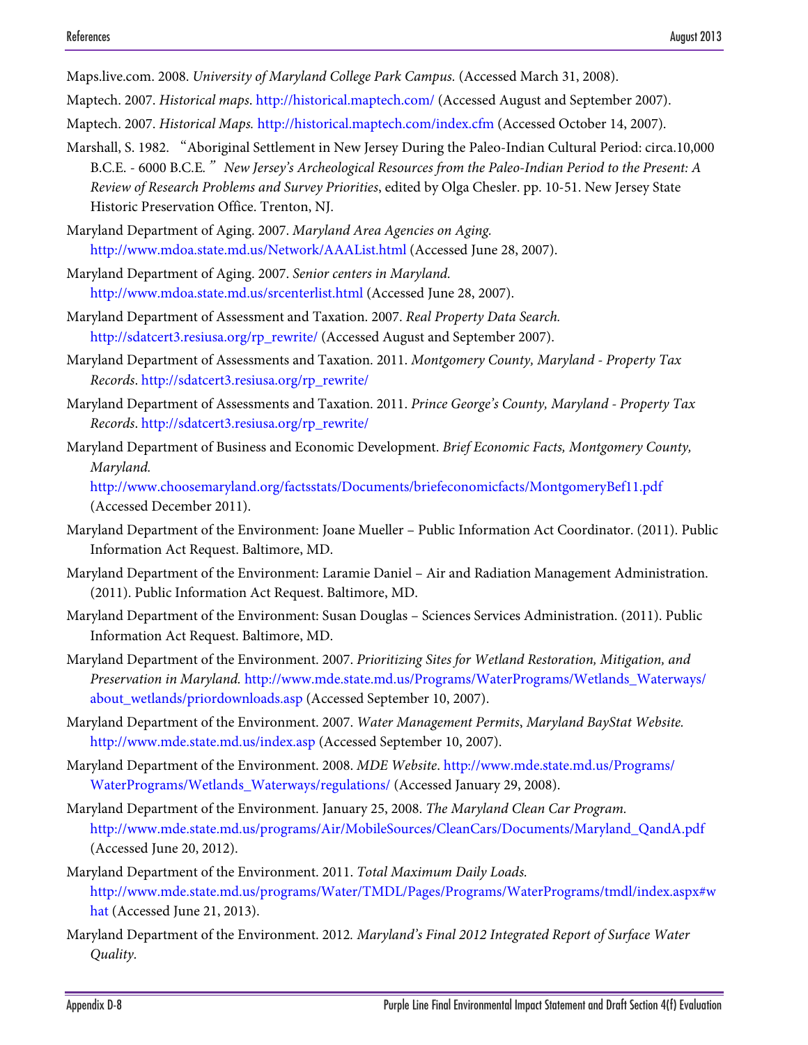Maps.live.com. 2008. *University of Maryland College Park Campus.* (Accessed March 31, 2008).

Maptech. 2007. *Historical maps*. http://historical.maptech.com/ (Accessed August and September 2007).

Maptech. 2007. *Historical Maps.* http://historical.maptech.com/index.cfm (Accessed October 14, 2007).

Marshall, S. 1982. "Aboriginal Settlement in New Jersey During the Paleo-Indian Cultural Period: circa.10,000 B.C.E. - 6000 B.C.E." *New Jersey's Archeological Resources from the Paleo-Indian Period to the Present: A Review of Research Problems and Survey Priorities*, edited by Olga Chesler. pp. 10-51. New Jersey State Historic Preservation Office. Trenton, NJ.

Maryland Department of Aging. 2007. *Maryland Area Agencies on Aging.* http://www.mdoa.state.md.us/Network/AAAList.html (Accessed June 28, 2007).

Maryland Department of Aging. 2007. *Senior centers in Maryland.* http://www.mdoa.state.md.us/srcenterlist.html (Accessed June 28, 2007).

Maryland Department of Assessment and Taxation. 2007. *Real Property Data Search.* http://sdatcert3.resiusa.org/rp_rewrite/ (Accessed August and September 2007).

Maryland Department of Assessments and Taxation. 2011. *Montgomery County, Maryland - Property Tax Records*. http://sdatcert3.resiusa.org/rp_rewrite/

Maryland Department of Assessments and Taxation. 2011. *Prince George's County, Maryland - Property Tax Records*. http://sdatcert3.resiusa.org/rp_rewrite/

Maryland Department of Business and Economic Development. *Brief Economic Facts, Montgomery County, Maryland.* http://www.choosemaryland.org/factsstats/Documents/briefeconomicfacts/MontgomeryBef11.pdf (Accessed December 2011).

Maryland Department of the Environment: Joane Mueller – Public Information Act Coordinator. (2011). Public Information Act Request. Baltimore, MD.

Maryland Department of the Environment: Laramie Daniel – Air and Radiation Management Administration. (2011). Public Information Act Request. Baltimore, MD.

Maryland Department of the Environment: Susan Douglas – Sciences Services Administration. (2011). Public Information Act Request. Baltimore, MD.

Maryland Department of the Environment. 2007. *Prioritizing Sites for Wetland Restoration, Mitigation, and Preservation in Maryland.* http://www.mde.state.md.us/Programs/WaterPrograms/Wetlands_Waterways/about_wetlands/priordownloads.asp (Accessed September 10, 2007).

Maryland Department of the Environment. 2007. *Water Management Permits*, *Maryland BayStat Website.* http://www.mde.state.md.us/index.asp (Accessed September 10, 2007).

Maryland Department of the Environment. 2008. *MDE Website*. http://www.mde.state.md.us/Programs/WaterPrograms/Wetlands_Waterways/regulations/ (Accessed January 29, 2008).

Maryland Department of the Environment. January 25, 2008. *The Maryland Clean Car Program.* http://www.mde.state.md.us/programs/Air/MobileSources/CleanCars/Documents/Maryland_QandA.pdf (Accessed June 20, 2012).

Maryland Department of the Environment. 2011. *Total Maximum Daily Loads.* http://www.mde.state.md.us/programs/Water/TMDL/Pages/Programs/WaterPrograms/tmdl/index.aspx#what (Accessed June 21, 2013).

Maryland Department of the Environment. 2012. *Maryland's Final 2012 Integrated Report of Surface Water Quality*.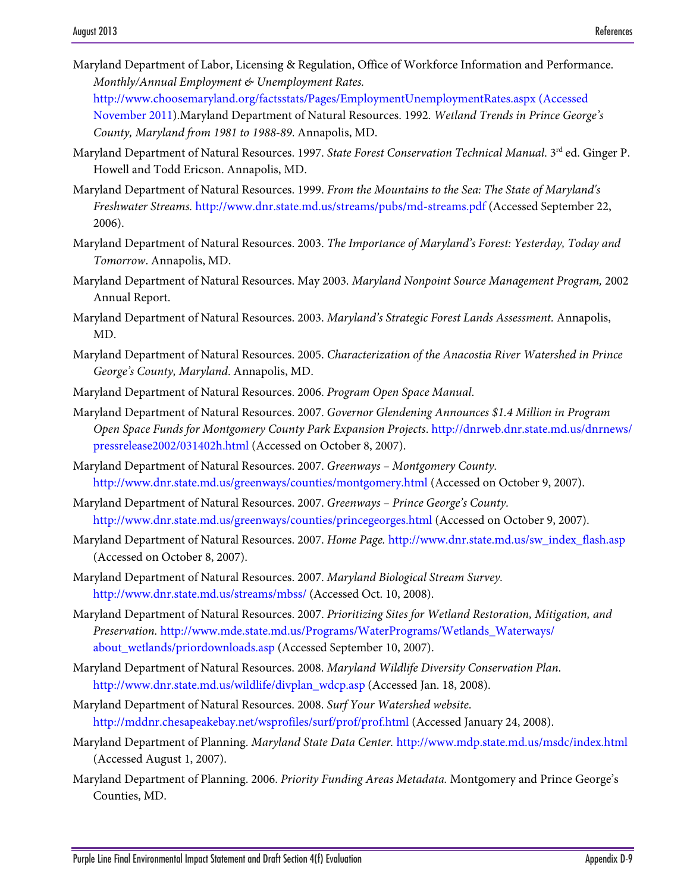Maryland Department of Labor, Licensing & Regulation, Office of Workforce Information and Performance. *Monthly/Annual Employment & Unemployment Rates.* http://www.choosemaryland.org/factsstats/Pages/EmploymentUnemploymentRates.aspx (Accessed November 2011).Maryland Department of Natural Resources. 1992. *Wetland Trends in Prince George's County, Maryland from 1981 to 1988-89*. Annapolis, MD.

Maryland Department of Natural Resources. 1997. *State Forest Conservation Technical Manual*. 3rd ed. Ginger P. Howell and Todd Ericson. Annapolis, MD.

Maryland Department of Natural Resources. 1999. *From the Mountains to the Sea: The State of Maryland's Freshwater Streams.* http://www.dnr.state.md.us/streams/pubs/md-streams.pdf (Accessed September 22, 2006).

Maryland Department of Natural Resources. 2003. *The Importance of Maryland's Forest: Yesterday, Today and Tomorrow*. Annapolis, MD.

Maryland Department of Natural Resources. May 2003. *Maryland Nonpoint Source Management Program,* 2002 Annual Report.

Maryland Department of Natural Resources. 2003. *Maryland's Strategic Forest Lands Assessment.* Annapolis, MD.

Maryland Department of Natural Resources. 2005. *Characterization of the Anacostia River Watershed in Prince George's County, Maryland*. Annapolis, MD.

Maryland Department of Natural Resources. 2006. *Program Open Space Manual*.

Maryland Department of Natural Resources. 2007. *Governor Glendening Announces $1.4 Million in Program Open Space Funds for Montgomery County Park Expansion Projects*. http://dnrweb.dnr.state.md.us/dnrnews/pressrelease2002/031402h.html (Accessed on October 8, 2007).

Maryland Department of Natural Resources. 2007. *Greenways – Montgomery County.* http://www.dnr.state.md.us/greenways/counties/montgomery.html (Accessed on October 9, 2007).

Maryland Department of Natural Resources. 2007. *Greenways – Prince George's County.* http://www.dnr.state.md.us/greenways/counties/princegeorges.html (Accessed on October 9, 2007).

Maryland Department of Natural Resources. 2007. *Home Page.* http://www.dnr.state.md.us/sw_index_flash.asp (Accessed on October 8, 2007).

Maryland Department of Natural Resources. 2007. *Maryland Biological Stream Survey.* http://www.dnr.state.md.us/streams/mbss/ (Accessed Oct. 10, 2008).

Maryland Department of Natural Resources. 2007. *Prioritizing Sites for Wetland Restoration, Mitigation, and Preservation.* http://www.mde.state.md.us/Programs/WaterPrograms/Wetlands_Waterways/about_wetlands/priordownloads.asp (Accessed September 10, 2007).

Maryland Department of Natural Resources. 2008. *Maryland Wildlife Diversity Conservation Plan*. http://www.dnr.state.md.us/wildlife/divplan_wdcp.asp (Accessed Jan. 18, 2008).

Maryland Department of Natural Resources. 2008. *Surf Your Watershed website.* http://mddnr.chesapeakebay.net/wsprofiles/surf/prof/prof.html (Accessed January 24, 2008).

Maryland Department of Planning. *Maryland State Data Center.* http://www.mdp.state.md.us/msdc/index.html (Accessed August 1, 2007).

Maryland Department of Planning. 2006. *Priority Funding Areas Metadata.* Montgomery and Prince George's Counties, MD.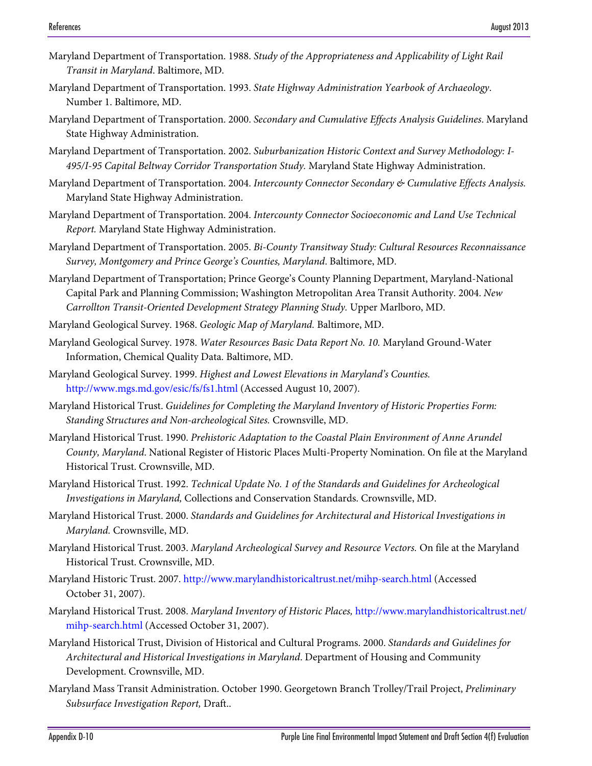Maryland Department of Transportation. 1988. *Study of the Appropriateness and Applicability of Light Rail Transit in Maryland*. Baltimore, MD.

Maryland Department of Transportation. 1993. *State Highway Administration Yearbook of Archaeology*. Number 1. Baltimore, MD.

Maryland Department of Transportation. 2000. *Secondary and Cumulative Effects Analysis Guidelines.* Maryland State Highway Administration.

Maryland Department of Transportation. 2002. *Suburbanization Historic Context and Survey Methodology: I-495/I-95 Capital Beltway Corridor Transportation Study.* Maryland State Highway Administration.

Maryland Department of Transportation. 2004. *Intercounty Connector Secondary & Cumulative Effects Analysis.* Maryland State Highway Administration.

Maryland Department of Transportation. 2004. *Intercounty Connector Socioeconomic and Land Use Technical Report.* Maryland State Highway Administration.

Maryland Department of Transportation. 2005. *Bi-County Transitway Study: Cultural Resources Reconnaissance Survey, Montgomery and Prince George's Counties, Maryland*. Baltimore, MD.

Maryland Department of Transportation; Prince George's County Planning Department, Maryland-National Capital Park and Planning Commission; Washington Metropolitan Area Transit Authority. 2004. *New Carrollton Transit-Oriented Development Strategy Planning Study.* Upper Marlboro, MD.

Maryland Geological Survey. 1968. *Geologic Map of Maryland.* Baltimore, MD.

Maryland Geological Survey. 1978. *Water Resources Basic Data Report No. 10.* Maryland Ground-Water Information, Chemical Quality Data. Baltimore, MD.

Maryland Geological Survey. 1999. *Highest and Lowest Elevations in Maryland's Counties.* http://www.mgs.md.gov/esic/fs/fs1.html (Accessed August 10, 2007).

Maryland Historical Trust. *Guidelines for Completing the Maryland Inventory of Historic Properties Form: Standing Structures and Non-archeological Sites.* Crownsville, MD.

Maryland Historical Trust. 1990. *Prehistoric Adaptation to the Coastal Plain Environment of Anne Arundel County, Maryland*. National Register of Historic Places Multi-Property Nomination. On file at the Maryland Historical Trust. Crownsville, MD.

Maryland Historical Trust. 1992. *Technical Update No. 1 of the Standards and Guidelines for Archeological Investigations in Maryland,* Collections and Conservation Standards. Crownsville, MD.

Maryland Historical Trust. 2000. *Standards and Guidelines for Architectural and Historical Investigations in Maryland.* Crownsville, MD.

Maryland Historical Trust. 2003. *Maryland Archeological Survey and Resource Vectors.* On file at the Maryland Historical Trust. Crownsville, MD.

Maryland Historic Trust. 2007. http://www.marylandhistoricaltrust.net/mihp-search.html (Accessed October 31, 2007).

Maryland Historical Trust. 2008. *Maryland Inventory of Historic Places,* http://www.marylandhistoricaltrust.net/mihp-search.html (Accessed October 31, 2007).

Maryland Historical Trust, Division of Historical and Cultural Programs. 2000. *Standards and Guidelines for Architectural and Historical Investigations in Maryland*. Department of Housing and Community Development. Crownsville, MD.

Maryland Mass Transit Administration. October 1990. Georgetown Branch Trolley/Trail Project, *Preliminary Subsurface Investigation Report,* Draft..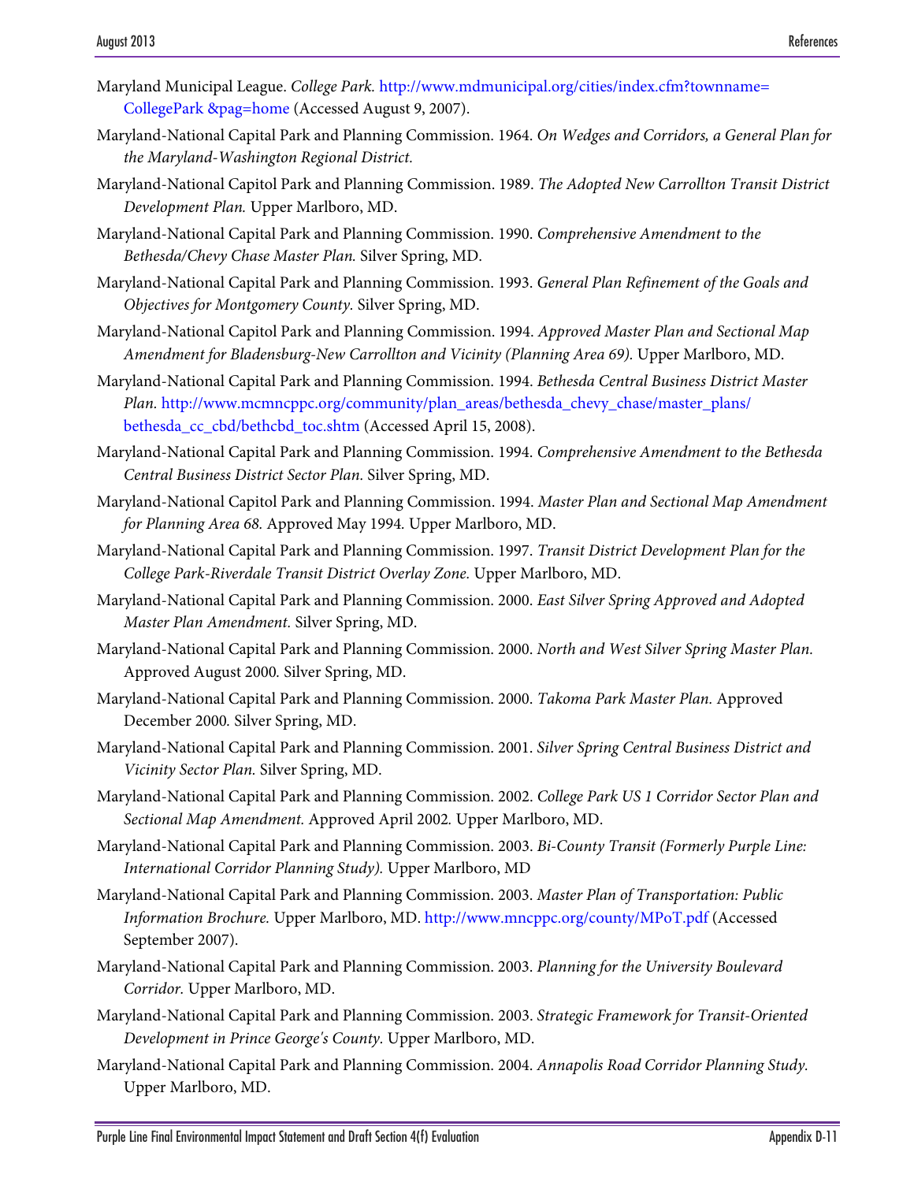Maryland Municipal League. *College Park.* http://www.mdmunicipal.org/cities/index.cfm?townname=CollegePark &pag=home (Accessed August 9, 2007).

Maryland-National Capital Park and Planning Commission. 1964. *On Wedges and Corridors, a General Plan for the Maryland-Washington Regional District.*

Maryland-National Capitol Park and Planning Commission. 1989. *The Adopted New Carrollton Transit District Development Plan.* Upper Marlboro, MD.

Maryland-National Capital Park and Planning Commission. 1990. *Comprehensive Amendment to the Bethesda/Chevy Chase Master Plan.* Silver Spring, MD.

Maryland-National Capital Park and Planning Commission. 1993. *General Plan Refinement of the Goals and Objectives for Montgomery County.* Silver Spring, MD.

Maryland-National Capitol Park and Planning Commission. 1994. *Approved Master Plan and Sectional Map Amendment for Bladensburg-New Carrollton and Vicinity (Planning Area 69).* Upper Marlboro, MD.

Maryland-National Capital Park and Planning Commission. 1994. *Bethesda Central Business District Master Plan.* http://www.mcmncppc.org/community/plan_areas/bethesda_chevy_chase/master_plans/bethesda_cc_cbd/bethcbd_toc.shtm (Accessed April 15, 2008).

Maryland-National Capital Park and Planning Commission. 1994. *Comprehensive Amendment to the Bethesda Central Business District Sector Plan.* Silver Spring, MD.

Maryland-National Capitol Park and Planning Commission. 1994. *Master Plan and Sectional Map Amendment for Planning Area 68.* Approved May 1994. Upper Marlboro, MD.

Maryland-National Capital Park and Planning Commission. 1997. *Transit District Development Plan for the College Park-Riverdale Transit District Overlay Zone.* Upper Marlboro, MD.

Maryland-National Capital Park and Planning Commission. 2000. *East Silver Spring Approved and Adopted Master Plan Amendment.* Silver Spring, MD.

Maryland-National Capital Park and Planning Commission. 2000. *North and West Silver Spring Master Plan.* Approved August 2000. Silver Spring, MD.

Maryland-National Capital Park and Planning Commission. 2000. *Takoma Park Master Plan.* Approved December 2000. Silver Spring, MD.

Maryland-National Capital Park and Planning Commission. 2001. *Silver Spring Central Business District and Vicinity Sector Plan.* Silver Spring, MD.

Maryland-National Capital Park and Planning Commission. 2002. *College Park US 1 Corridor Sector Plan and Sectional Map Amendment.* Approved April 2002. Upper Marlboro, MD.

Maryland-National Capital Park and Planning Commission. 2003. *Bi-County Transit (Formerly Purple Line: International Corridor Planning Study).* Upper Marlboro, MD

Maryland-National Capital Park and Planning Commission. 2003. *Master Plan of Transportation: Public Information Brochure.* Upper Marlboro, MD. http://www.mncppc.org/county/MPoT.pdf (Accessed September 2007).

Maryland-National Capital Park and Planning Commission. 2003. *Planning for the University Boulevard Corridor.* Upper Marlboro, MD.

Maryland-National Capital Park and Planning Commission. 2003. *Strategic Framework for Transit-Oriented Development in Prince George's County.* Upper Marlboro, MD.

Maryland-National Capital Park and Planning Commission. 2004. *Annapolis Road Corridor Planning Study.* Upper Marlboro, MD.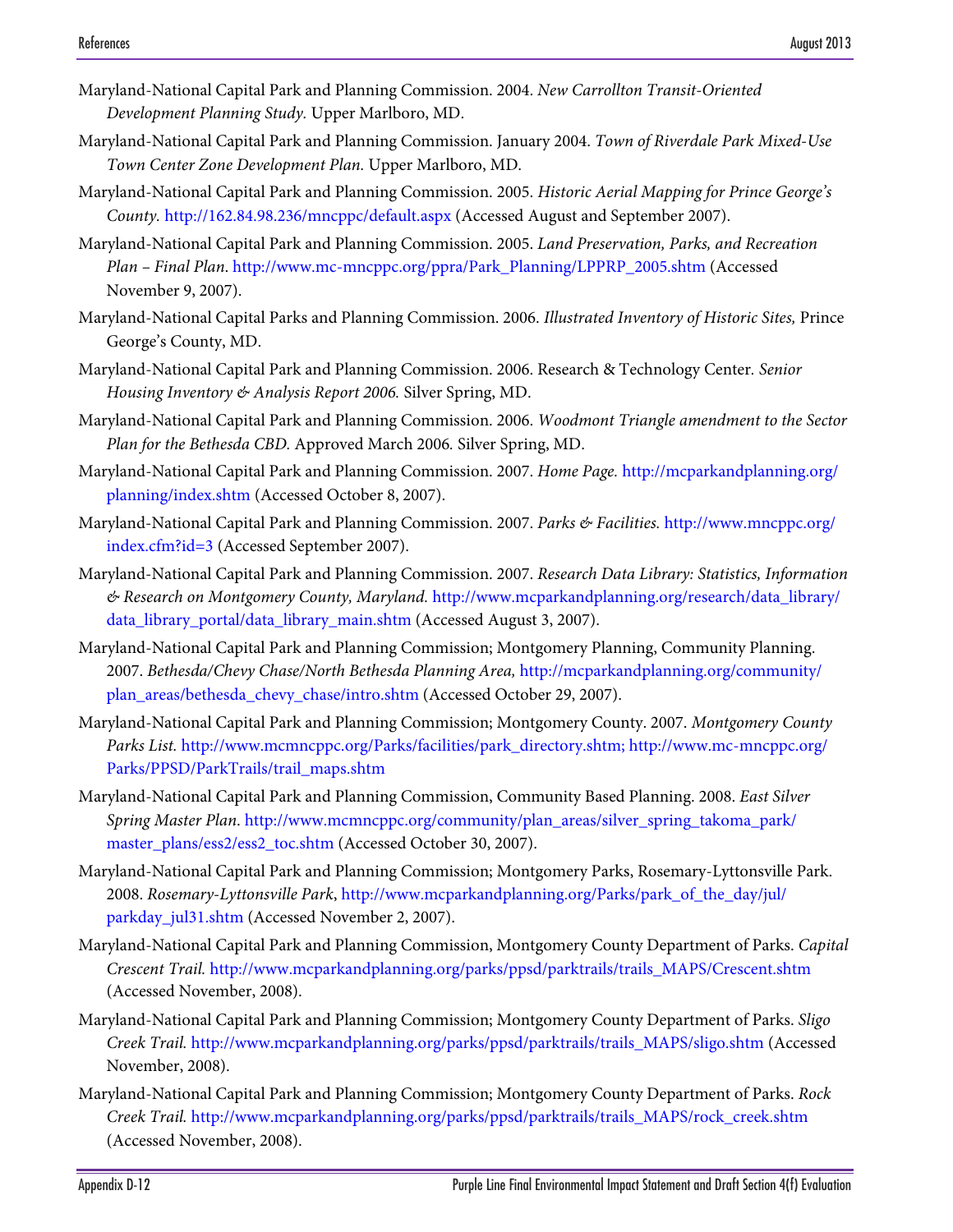Maryland-National Capital Park and Planning Commission. 2004. *New Carrollton Transit-Oriented Development Planning Study.* Upper Marlboro, MD.

Maryland-National Capital Park and Planning Commission. January 2004. *Town of Riverdale Park Mixed-Use Town Center Zone Development Plan.* Upper Marlboro, MD.

Maryland-National Capital Park and Planning Commission. 2005. *Historic Aerial Mapping for Prince George's County.* http://162.84.98.236/mncppc/default.aspx (Accessed August and September 2007).

Maryland-National Capital Park and Planning Commission. 2005. *Land Preservation, Parks, and Recreation Plan – Final Plan*. http://www.mc-mncppc.org/ppra/Park_Planning/LPPRP_2005.shtm (Accessed November 9, 2007).

Maryland-National Capital Parks and Planning Commission. 2006. *Illustrated Inventory of Historic Sites,* Prince George's County, MD.

Maryland-National Capital Park and Planning Commission. 2006. Research & Technology Center. *Senior Housing Inventory & Analysis Report 2006.* Silver Spring, MD.

Maryland-National Capital Park and Planning Commission. 2006. *Woodmont Triangle amendment to the Sector Plan for the Bethesda CBD.* Approved March 2006. Silver Spring, MD.

Maryland-National Capital Park and Planning Commission. 2007. *Home Page.* http://mcparkandplanning.org/planning/index.shtm (Accessed October 8, 2007).

Maryland-National Capital Park and Planning Commission. 2007. *Parks & Facilities.* http://www.mncppc.org/index.cfm?id=3 (Accessed September 2007).

Maryland-National Capital Park and Planning Commission. 2007. *Research Data Library: Statistics, Information & Research on Montgomery County, Maryland.* http://www.mcparkandplanning.org/research/data_library/data_library_portal/data_library_main.shtm (Accessed August 3, 2007).

Maryland-National Capital Park and Planning Commission; Montgomery Planning, Community Planning. 2007. *Bethesda/Chevy Chase/North Bethesda Planning Area,* http://mcparkandplanning.org/community/plan_areas/bethesda_chevy_chase/intro.shtm (Accessed October 29, 2007).

Maryland-National Capital Park and Planning Commission; Montgomery County. 2007. *Montgomery County Parks List.* http://www.mcmncppc.org/Parks/facilities/park_directory.shtm; http://www.mc-mncppc.org/Parks/PPSD/ParkTrails/trail_maps.shtm

Maryland-National Capital Park and Planning Commission, Community Based Planning. 2008. *East Silver Spring Master Plan*. http://www.mcmncppc.org/community/plan_areas/silver_spring_takoma_park/master_plans/ess2/ess2_toc.shtm (Accessed October 30, 2007).

Maryland-National Capital Park and Planning Commission; Montgomery Parks, Rosemary-Lyttonsville Park. 2008. *Rosemary-Lyttonsville Park*, http://www.mcparkandplanning.org/Parks/park_of_the_day/jul/parkday_jul31.shtm (Accessed November 2, 2007).

Maryland-National Capital Park and Planning Commission, Montgomery County Department of Parks. *Capital Crescent Trail.* http://www.mcparkandplanning.org/parks/ppsd/parktrails/trails_MAPS/Crescent.shtm (Accessed November, 2008).

Maryland-National Capital Park and Planning Commission; Montgomery County Department of Parks. *Sligo Creek Trail.* http://www.mcparkandplanning.org/parks/ppsd/parktrails/trails_MAPS/sligo.shtm (Accessed November, 2008).

Maryland-National Capital Park and Planning Commission; Montgomery County Department of Parks. *Rock Creek Trail.* http://www.mcparkandplanning.org/parks/ppsd/parktrails/trails_MAPS/rock_creek.shtm (Accessed November, 2008).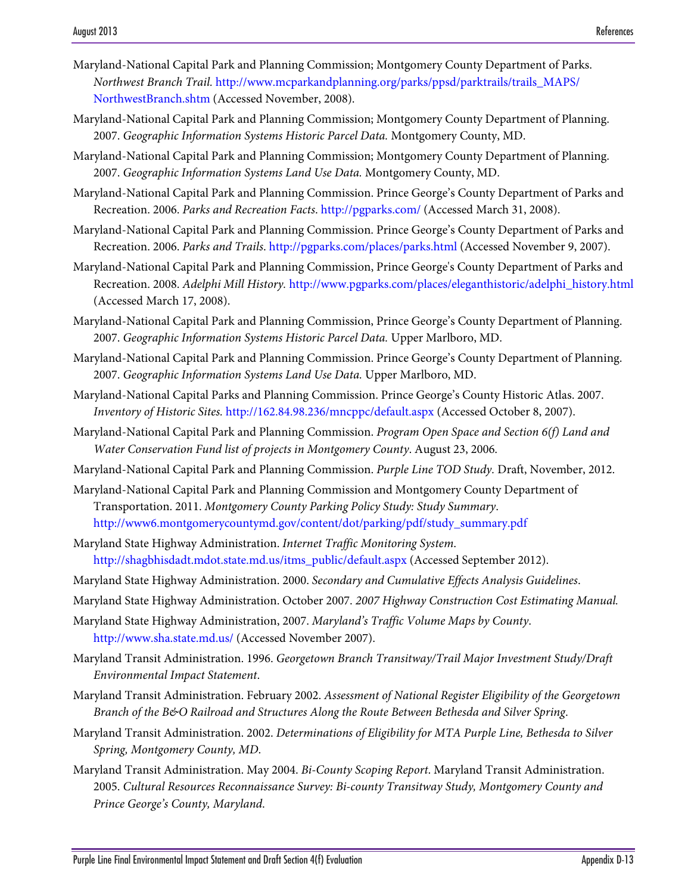Maryland-National Capital Park and Planning Commission; Montgomery County Department of Parks. *Northwest Branch Trail.* http://www.mcparkandplanning.org/parks/ppsd/parktrails/trails_MAPS/NorthwestBranch.shtm (Accessed November, 2008).

Maryland-National Capital Park and Planning Commission; Montgomery County Department of Planning. 2007. *Geographic Information Systems Historic Parcel Data.* Montgomery County, MD.

Maryland-National Capital Park and Planning Commission; Montgomery County Department of Planning. 2007. *Geographic Information Systems Land Use Data.* Montgomery County, MD.

Maryland-National Capital Park and Planning Commission. Prince George's County Department of Parks and Recreation. 2006. *Parks and Recreation Facts.* http://pgparks.com/ (Accessed March 31, 2008).

Maryland-National Capital Park and Planning Commission. Prince George's County Department of Parks and Recreation. 2006. *Parks and Trails*. http://pgparks.com/places/parks.html (Accessed November 9, 2007).

Maryland-National Capital Park and Planning Commission, Prince George's County Department of Parks and Recreation. 2008. *Adelphi Mill History.* http://www.pgparks.com/places/eleganthistoric/adelphi_history.html (Accessed March 17, 2008).

Maryland-National Capital Park and Planning Commission, Prince George's County Department of Planning. 2007. *Geographic Information Systems Historic Parcel Data.* Upper Marlboro, MD.

Maryland-National Capital Park and Planning Commission. Prince George's County Department of Planning. 2007. *Geographic Information Systems Land Use Data.* Upper Marlboro, MD.

Maryland-National Capital Parks and Planning Commission. Prince George's County Historic Atlas. 2007. *Inventory of Historic Sites.* http://162.84.98.236/mncppc/default.aspx (Accessed October 8, 2007).

Maryland-National Capital Park and Planning Commission. *Program Open Space and Section 6(f) Land and Water Conservation Fund list of projects in Montgomery County*. August 23, 2006.

Maryland-National Capital Park and Planning Commission. *Purple Line TOD Study.* Draft, November, 2012.

Maryland-National Capital Park and Planning Commission and Montgomery County Department of Transportation. 2011. *Montgomery County Parking Policy Study: Study Summary*. http://www6.montgomerycountymd.gov/content/dot/parking/pdf/study_summary.pdf

Maryland State Highway Administration. *Internet Traffic Monitoring System.* http://shagbhisdadt.mdot.state.md.us/itms_public/default.aspx (Accessed September 2012).

Maryland State Highway Administration. 2000. *Secondary and Cumulative Effects Analysis Guidelines*.

Maryland State Highway Administration. October 2007. *2007 Highway Construction Cost Estimating Manual.*

Maryland State Highway Administration, 2007. *Maryland's Traffic Volume Maps by County*. http://www.sha.state.md.us/ (Accessed November 2007).

Maryland Transit Administration. 1996. *Georgetown Branch Transitway/Trail Major Investment Study/Draft Environmental Impact Statement*.

Maryland Transit Administration. February 2002. *Assessment of National Register Eligibility of the Georgetown Branch of the B&O Railroad and Structures Along the Route Between Bethesda and Silver Spring*.

Maryland Transit Administration. 2002. *Determinations of Eligibility for MTA Purple Line, Bethesda to Silver Spring, Montgomery County, MD*.

Maryland Transit Administration. May 2004. *Bi-County Scoping Report*. Maryland Transit Administration. 2005. *Cultural Resources Reconnaissance Survey: Bi-county Transitway Study, Montgomery County and Prince George's County, Maryland*.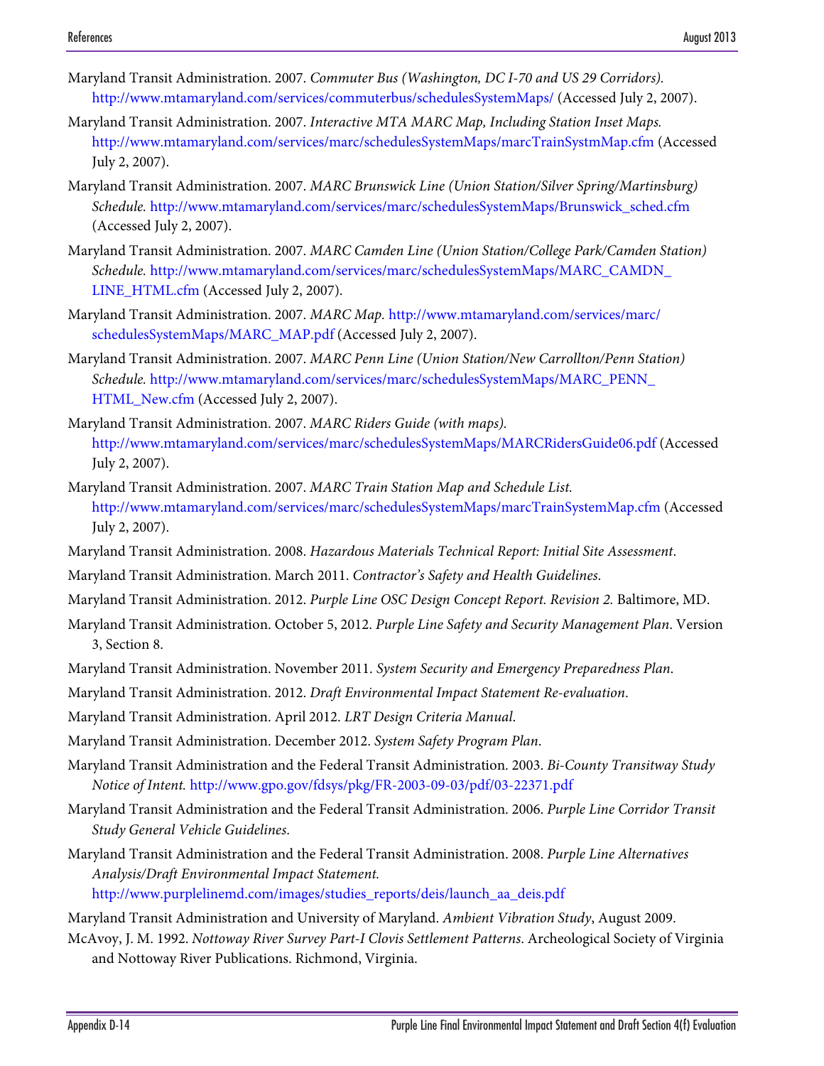Maryland Transit Administration. 2007. *Commuter Bus (Washington, DC I-70 and US 29 Corridors).* http://www.mtamaryland.com/services/commuterbus/schedulesSystemMaps/ (Accessed July 2, 2007).

Maryland Transit Administration. 2007. *Interactive MTA MARC Map, Including Station Inset Maps.* http://www.mtamaryland.com/services/marc/schedulesSystemMaps/marcTrainSystmMap.cfm (Accessed July 2, 2007).

Maryland Transit Administration. 2007. *MARC Brunswick Line (Union Station/Silver Spring/Martinsburg) Schedule.* http://www.mtamaryland.com/services/marc/schedulesSystemMaps/Brunswick_sched.cfm (Accessed July 2, 2007).

Maryland Transit Administration. 2007. *MARC Camden Line (Union Station/College Park/Camden Station) Schedule.* http://www.mtamaryland.com/services/marc/schedulesSystemMaps/MARC_CAMDN_LINE_HTML.cfm (Accessed July 2, 2007).

Maryland Transit Administration. 2007. *MARC Map.* http://www.mtamaryland.com/services/marc/schedulesSystemMaps/MARC_MAP.pdf (Accessed July 2, 2007).

Maryland Transit Administration. 2007. *MARC Penn Line (Union Station/New Carrollton/Penn Station) Schedule.* http://www.mtamaryland.com/services/marc/schedulesSystemMaps/MARC_PENN_HTML_New.cfm (Accessed July 2, 2007).

Maryland Transit Administration. 2007. *MARC Riders Guide (with maps).* http://www.mtamaryland.com/services/marc/schedulesSystemMaps/MARCRidersGuide06.pdf (Accessed July 2, 2007).

Maryland Transit Administration. 2007. *MARC Train Station Map and Schedule List.* http://www.mtamaryland.com/services/marc/schedulesSystemMaps/marcTrainSystemMap.cfm (Accessed July 2, 2007).

Maryland Transit Administration. 2008. *Hazardous Materials Technical Report: Initial Site Assessment*.

Maryland Transit Administration. March 2011. *Contractor's Safety and Health Guidelines*.

Maryland Transit Administration. 2012. *Purple Line OSC Design Concept Report. Revision 2.* Baltimore, MD.

Maryland Transit Administration. October 5, 2012. *Purple Line Safety and Security Management Plan*. Version 3, Section 8.

Maryland Transit Administration. November 2011. *System Security and Emergency Preparedness Plan*.

Maryland Transit Administration. 2012. *Draft Environmental Impact Statement Re-evaluation*.

Maryland Transit Administration. April 2012. *LRT Design Criteria Manual*.

Maryland Transit Administration. December 2012. *System Safety Program Plan*.

Maryland Transit Administration and the Federal Transit Administration. 2003. *Bi-County Transitway Study Notice of Intent.* http://www.gpo.gov/fdsys/pkg/FR-2003-09-03/pdf/03-22371.pdf

Maryland Transit Administration and the Federal Transit Administration. 2006. *Purple Line Corridor Transit Study General Vehicle Guidelines*.

Maryland Transit Administration and the Federal Transit Administration. 2008. *Purple Line Alternatives Analysis/Draft Environmental Impact Statement.* http://www.purplelinemd.com/images/studies_reports/deis/launch_aa_deis.pdf

Maryland Transit Administration and University of Maryland. *Ambient Vibration Study*, August 2009.

McAvoy, J. M. 1992. *Nottoway River Survey Part-I Clovis Settlement Patterns*. Archeological Society of Virginia and Nottoway River Publications. Richmond, Virginia.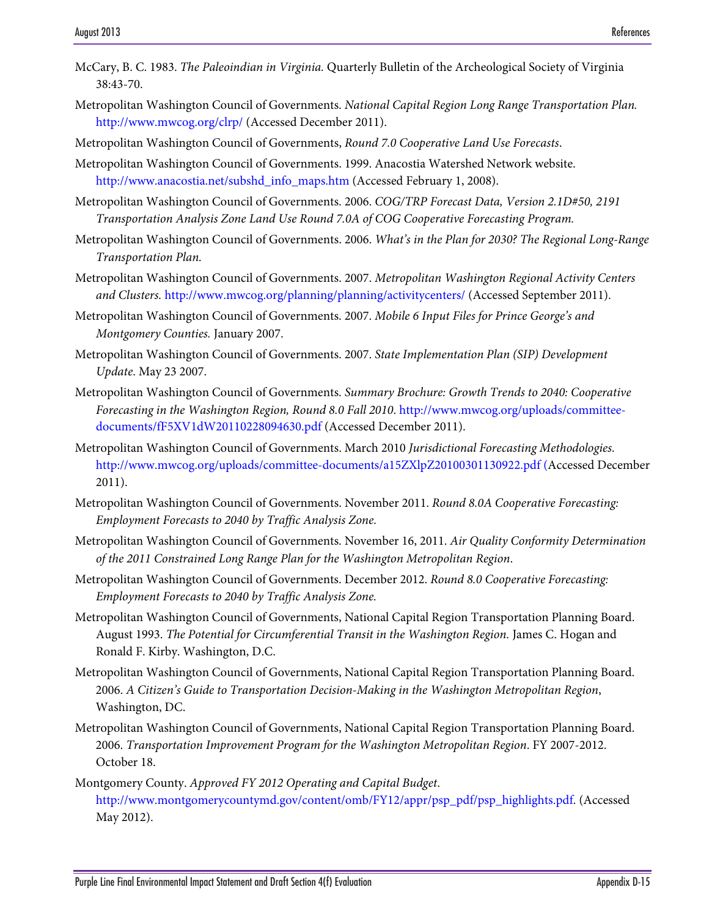McCary, B. C. 1983. *The Paleoindian in Virginia.* Quarterly Bulletin of the Archeological Society of Virginia 38:43-70.

Metropolitan Washington Council of Governments. *National Capital Region Long Range Transportation Plan.* http://www.mwcog.org/clrp/ (Accessed December 2011).

Metropolitan Washington Council of Governments, *Round 7.0 Cooperative Land Use Forecasts*.

Metropolitan Washington Council of Governments. 1999. Anacostia Watershed Network website. http://www.anacostia.net/subshd_info_maps.htm (Accessed February 1, 2008).

Metropolitan Washington Council of Governments. 2006. *COG/TRP Forecast Data, Version 2.1D#50, 2191 Transportation Analysis Zone Land Use Round 7.0A of COG Cooperative Forecasting Program.*

Metropolitan Washington Council of Governments. 2006. *What's in the Plan for 2030? The Regional Long-Range Transportation Plan.*

Metropolitan Washington Council of Governments. 2007. *Metropolitan Washington Regional Activity Centers and Clusters.* http://www.mwcog.org/planning/planning/activitycenters/ (Accessed September 2011).

Metropolitan Washington Council of Governments. 2007. *Mobile 6 Input Files for Prince George's and Montgomery Counties.* January 2007.

Metropolitan Washington Council of Governments. 2007. *State Implementation Plan (SIP) Development Update*. May 23 2007.

Metropolitan Washington Council of Governments. *Summary Brochure: Growth Trends to 2040: Cooperative Forecasting in the Washington Region, Round 8.0 Fall 2010.* http://www.mwcog.org/uploads/committee-documents/fF5XV1dW20110228094630.pdf (Accessed December 2011).

Metropolitan Washington Council of Governments. March 2010 *Jurisdictional Forecasting Methodologies.* http://www.mwcog.org/uploads/committee-documents/a15ZXlpZ20100301130922.pdf (Accessed December 2011).

Metropolitan Washington Council of Governments. November 2011. *Round 8.0A Cooperative Forecasting: Employment Forecasts to 2040 by Traffic Analysis Zone.*

Metropolitan Washington Council of Governments. November 16, 2011. *Air Quality Conformity Determination of the 2011 Constrained Long Range Plan for the Washington Metropolitan Region*.

Metropolitan Washington Council of Governments. December 2012. *Round 8.0 Cooperative Forecasting: Employment Forecasts to 2040 by Traffic Analysis Zone.*

Metropolitan Washington Council of Governments, National Capital Region Transportation Planning Board. August 1993. *The Potential for Circumferential Transit in the Washington Region.* James C. Hogan and Ronald F. Kirby. Washington, D.C.

Metropolitan Washington Council of Governments, National Capital Region Transportation Planning Board. 2006. *A Citizen's Guide to Transportation Decision-Making in the Washington Metropolitan Region*, Washington, DC.

Metropolitan Washington Council of Governments, National Capital Region Transportation Planning Board. 2006. *Transportation Improvement Program for the Washington Metropolitan Region*. FY 2007-2012. October 18.

Montgomery County. *Approved FY 2012 Operating and Capital Budget*. http://www.montgomerycountymd.gov/content/omb/FY12/appr/psp_pdf/psp_highlights.pdf. (Accessed May 2012).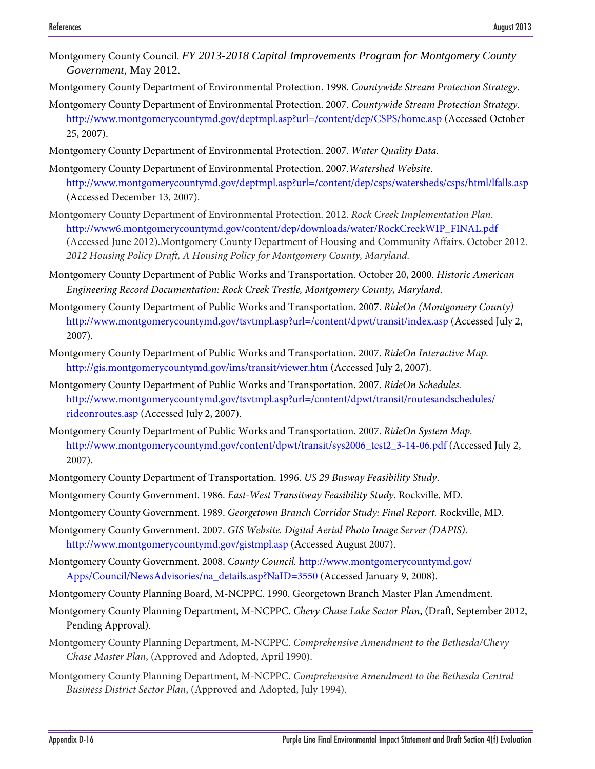Montgomery County Council. *FY 2013-2018 Capital Improvements Program for Montgomery County Government*, May 2012.

Montgomery County Department of Environmental Protection. 1998. *Countywide Stream Protection Strategy*.

Montgomery County Department of Environmental Protection. 2007. *Countywide Stream Protection Strategy.* http://www.montgomerycountymd.gov/deptmpl.asp?url=/content/dep/CSPS/home.asp (Accessed October 25, 2007).

Montgomery County Department of Environmental Protection. 2007. *Water Quality Data.*

Montgomery County Department of Environmental Protection. 2007.*Watershed Website.* http://www.montgomerycountymd.gov/deptmpl.asp?url=/content/dep/csps/watersheds/csps/html/lfalls.asp (Accessed December 13, 2007).

Montgomery County Department of Environmental Protection. 2012. *Rock Creek Implementation Plan.* http://www6.montgomerycountymd.gov/content/dep/downloads/water/RockCreekWIP_FINAL.pdf (Accessed June 2012).Montgomery County Department of Housing and Community Affairs. October 2012. *2012 Housing Policy Draft, A Housing Policy for Montgomery County, Maryland.*

Montgomery County Department of Public Works and Transportation. October 20, 2000. *Historic American Engineering Record Documentation: Rock Creek Trestle, Montgomery County, Maryland*.

Montgomery County Department of Public Works and Transportation. 2007. *RideOn (Montgomery County)* http://www.montgomerycountymd.gov/tsvtmpl.asp?url=/content/dpwt/transit/index.asp (Accessed July 2, 2007).

Montgomery County Department of Public Works and Transportation. 2007. *RideOn Interactive Map.* http://gis.montgomerycountymd.gov/ims/transit/viewer.htm (Accessed July 2, 2007).

Montgomery County Department of Public Works and Transportation. 2007. *RideOn Schedules.* http://www.montgomerycountymd.gov/tsvtmpl.asp?url=/content/dpwt/transit/routesandschedules/rideonroutes.asp (Accessed July 2, 2007).

Montgomery County Department of Public Works and Transportation. 2007. *RideOn System Map.* http://www.montgomerycountymd.gov/content/dpwt/transit/sys2006_test2_3-14-06.pdf (Accessed July 2, 2007).

Montgomery County Department of Transportation. 1996. *US 29 Busway Feasibility Study*.

Montgomery County Government. 1986. *East-West Transitway Feasibility Study*. Rockville, MD.

Montgomery County Government. 1989. *Georgetown Branch Corridor Study: Final Report.* Rockville, MD.

Montgomery County Government. 2007. *GIS Website. Digital Aerial Photo Image Server (DAPIS).* http://www.montgomerycountymd.gov/gistmpl.asp (Accessed August 2007).

Montgomery County Government. 2008. *County Council.* http://www.montgomerycountymd.gov/Apps/Council/NewsAdvisories/na_details.asp?NaID=3550 (Accessed January 9, 2008).

Montgomery County Planning Board, M-NCPPC. 1990. Georgetown Branch Master Plan Amendment.

Montgomery County Planning Department, M-NCPPC. *Chevy Chase Lake Sector Plan*, (Draft, September 2012, Pending Approval).

Montgomery County Planning Department, M-NCPPC. *Comprehensive Amendment to the Bethesda/Chevy Chase Master Plan*, (Approved and Adopted, April 1990).

Montgomery County Planning Department, M-NCPPC. *Comprehensive Amendment to the Bethesda Central Business District Sector Plan*, (Approved and Adopted, July 1994).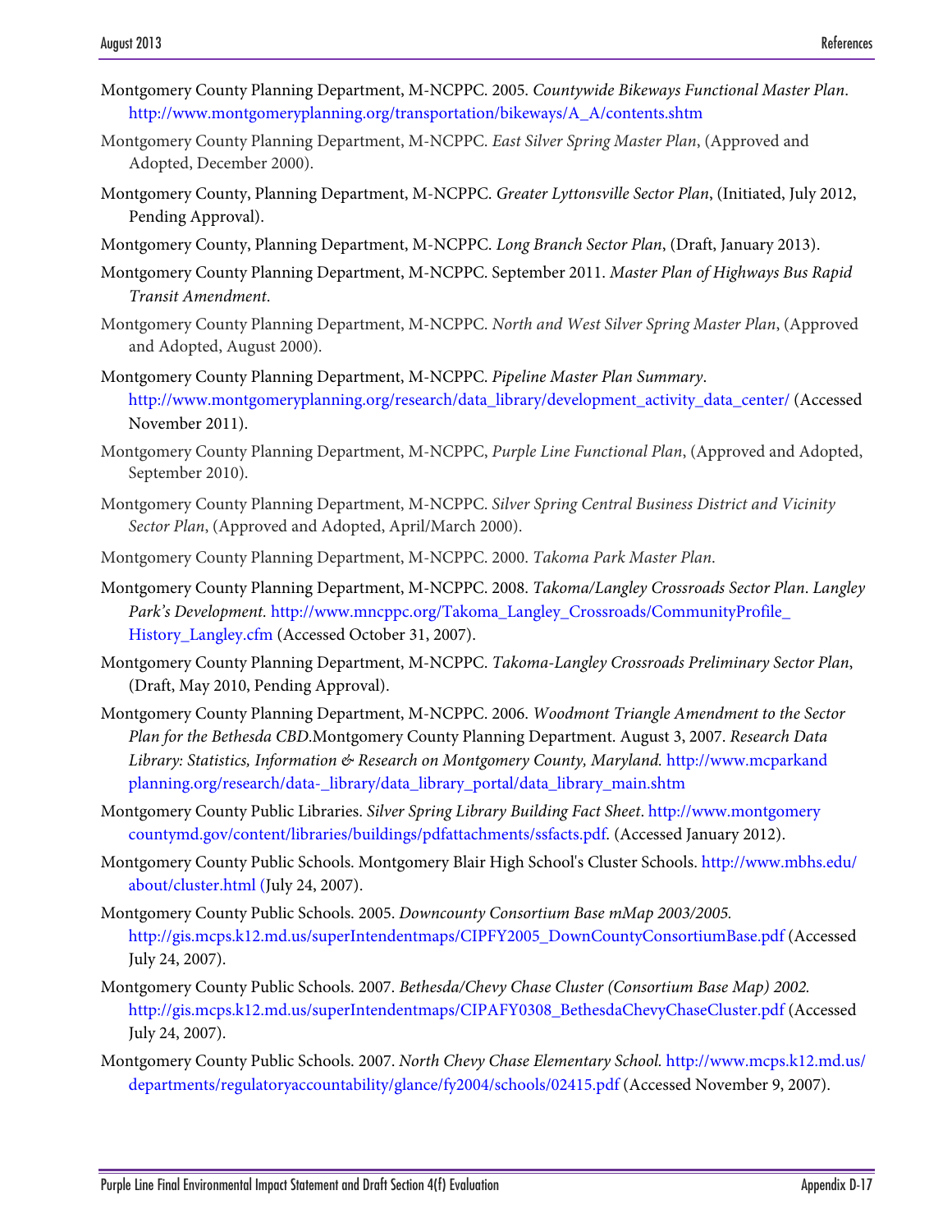Montgomery County Planning Department, M-NCPPC. 2005. *Countywide Bikeways Functional Master Plan*. http://www.montgomeryplanning.org/transportation/bikeways/A_A/contents.shtm

Montgomery County Planning Department, M-NCPPC. *East Silver Spring Master Plan*, (Approved and Adopted, December 2000).

Montgomery County, Planning Department, M-NCPPC. *Greater Lyttonsville Sector Plan*, (Initiated, July 2012, Pending Approval).

Montgomery County, Planning Department, M-NCPPC. *Long Branch Sector Plan*, (Draft, January 2013).

Montgomery County Planning Department, M-NCPPC. September 2011. *Master Plan of Highways Bus Rapid Transit Amendment*.

Montgomery County Planning Department, M-NCPPC. *North and West Silver Spring Master Plan*, (Approved and Adopted, August 2000).

Montgomery County Planning Department, M-NCPPC. *Pipeline Master Plan Summary*. http://www.montgomeryplanning.org/research/data_library/development_activity_data_center/ (Accessed November 2011).

Montgomery County Planning Department, M-NCPPC, *Purple Line Functional Plan*, (Approved and Adopted, September 2010).

Montgomery County Planning Department, M-NCPPC. *Silver Spring Central Business District and Vicinity Sector Plan*, (Approved and Adopted, April/March 2000).

Montgomery County Planning Department, M-NCPPC. 2000. *Takoma Park Master Plan*.

Montgomery County Planning Department, M-NCPPC. 2008. *Takoma/Langley Crossroads Sector Plan*. *Langley Park's Development.* http://www.mncppc.org/Takoma_Langley_Crossroads/CommunityProfile_History_Langley.cfm (Accessed October 31, 2007).

Montgomery County Planning Department, M-NCPPC. *Takoma-Langley Crossroads Preliminary Sector Plan*, (Draft, May 2010, Pending Approval).

Montgomery County Planning Department, M-NCPPC. 2006. *Woodmont Triangle Amendment to the Sector Plan for the Bethesda CBD*.Montgomery County Planning Department. August 3, 2007. *Research Data Library: Statistics, Information & Research on Montgomery County, Maryland.* http://www.mcparkandplanning.org/research/data-_library/data_library_portal/data_library_main.shtm

Montgomery County Public Libraries. *Silver Spring Library Building Fact Sheet*. http://www.montgomerycountymd.gov/content/libraries/buildings/pdfattachments/ssfacts.pdf. (Accessed January 2012).

Montgomery County Public Schools. Montgomery Blair High School's Cluster Schools. http://www.mbhs.edu/about/cluster.html (July 24, 2007).

Montgomery County Public Schools. 2005. *Downcounty Consortium Base mMap 2003/2005.* http://gis.mcps.k12.md.us/superIntendentmaps/CIPFY2005_DownCountyConsortiumBase.pdf (Accessed July 24, 2007).

Montgomery County Public Schools. 2007. *Bethesda/Chevy Chase Cluster (Consortium Base Map) 2002.* http://gis.mcps.k12.md.us/superIntendentmaps/CIPAFY0308_BethesdaChevyChaseCluster.pdf (Accessed July 24, 2007).

Montgomery County Public Schools. 2007. *North Chevy Chase Elementary School.* http://www.mcps.k12.md.us/departments/regulatoryaccountability/glance/fy2004/schools/02415.pdf (Accessed November 9, 2007).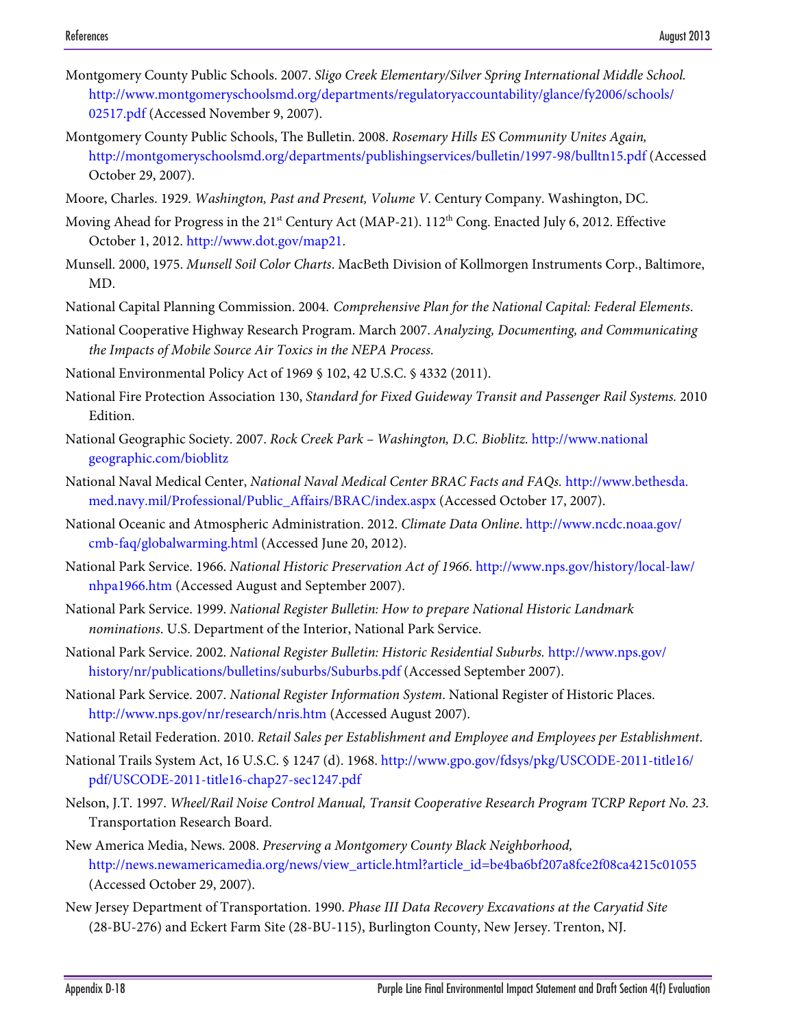Montgomery County Public Schools. 2007. *Sligo Creek Elementary/Silver Spring International Middle School.* http://www.montgomeryschoolsmd.org/departments/regulatoryaccountability/glance/fy2006/schools/02517.pdf (Accessed November 9, 2007).

Montgomery County Public Schools, The Bulletin. 2008. *Rosemary Hills ES Community Unites Again,* http://montgomeryschoolsmd.org/departments/publishingservices/bulletin/1997-98/bulltn15.pdf (Accessed October 29, 2007).

Moore, Charles. 1929. *Washington, Past and Present, Volume V*. Century Company. Washington, DC.

Moving Ahead for Progress in the 21st Century Act (MAP-21). 112th Cong. Enacted July 6, 2012. Effective October 1, 2012. http://www.dot.gov/map21.

Munsell. 2000, 1975. *Munsell Soil Color Charts*. MacBeth Division of Kollmorgen Instruments Corp., Baltimore, MD.

National Capital Planning Commission. 2004. *Comprehensive Plan for the National Capital: Federal Elements.*

National Cooperative Highway Research Program. March 2007. *Analyzing, Documenting, and Communicating the Impacts of Mobile Source Air Toxics in the NEPA Process.*

National Environmental Policy Act of 1969 § 102, 42 U.S.C. § 4332 (2011).

National Fire Protection Association 130, *Standard for Fixed Guideway Transit and Passenger Rail Systems.* 2010 Edition.

National Geographic Society. 2007. *Rock Creek Park – Washington, D.C. Bioblitz.* http://www.nationalgeographic.com/bioblitz

National Naval Medical Center, *National Naval Medical Center BRAC Facts and FAQs.* http://www.bethesda.med.navy.mil/Professional/Public_Affairs/BRAC/index.aspx (Accessed October 17, 2007).

National Oceanic and Atmospheric Administration. 2012. *Climate Data Online*. http://www.ncdc.noaa.gov/cmb-faq/globalwarming.html (Accessed June 20, 2012).

National Park Service. 1966. *National Historic Preservation Act of 1966*. http://www.nps.gov/history/local-law/nhpa1966.htm (Accessed August and September 2007).

National Park Service. 1999. *National Register Bulletin: How to prepare National Historic Landmark nominations*. U.S. Department of the Interior, National Park Service.

National Park Service. 2002. *National Register Bulletin: Historic Residential Suburbs.* http://www.nps.gov/history/nr/publications/bulletins/suburbs/Suburbs.pdf (Accessed September 2007).

National Park Service. 2007. *National Register Information System*. National Register of Historic Places. http://www.nps.gov/nr/research/nris.htm (Accessed August 2007).

National Retail Federation. 2010. *Retail Sales per Establishment and Employee and Employees per Establishment*.

National Trails System Act, 16 U.S.C. § 1247 (d). 1968. http://www.gpo.gov/fdsys/pkg/USCODE-2011-title16/pdf/USCODE-2011-title16-chap27-sec1247.pdf

Nelson, J.T. 1997. *Wheel/Rail Noise Control Manual, Transit Cooperative Research Program TCRP Report No. 23.* Transportation Research Board.

New America Media, News. 2008. *Preserving a Montgomery County Black Neighborhood,* http://news.newamericamedia.org/news/view_article.html?article_id=be4ba6bf207a8fce2f08ca4215c01055 (Accessed October 29, 2007).

New Jersey Department of Transportation. 1990. *Phase III Data Recovery Excavations at the Caryatid Site* (28-BU-276) and Eckert Farm Site (28-BU-115), Burlington County, New Jersey. Trenton, NJ.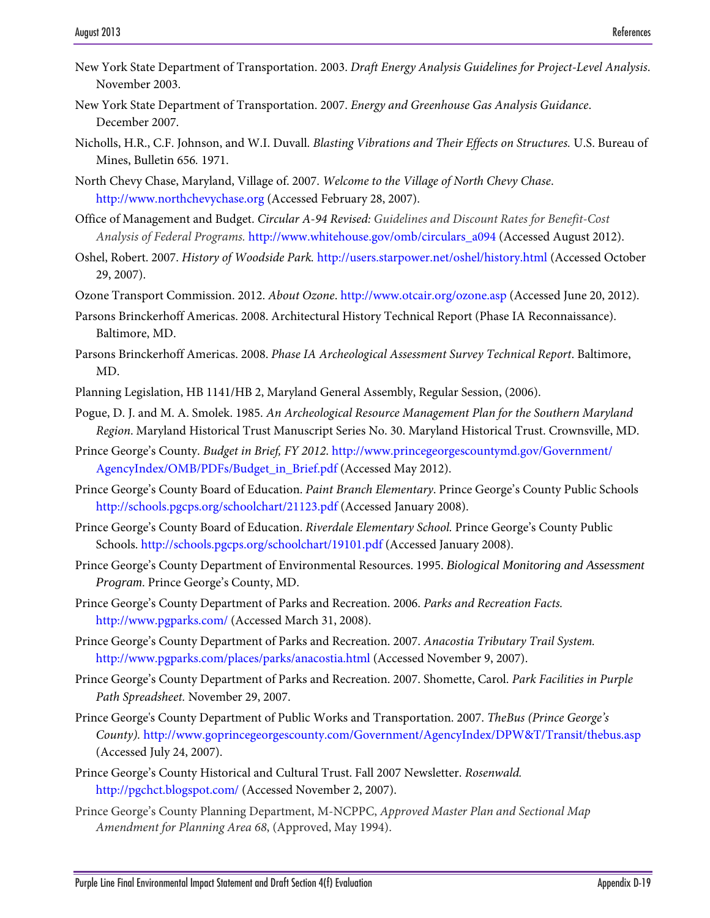New York State Department of Transportation. 2003. *Draft Energy Analysis Guidelines for Project-Level Analysis*. November 2003.

New York State Department of Transportation. 2007. *Energy and Greenhouse Gas Analysis Guidance*. December 2007.

Nicholls, H.R., C.F. Johnson, and W.I. Duvall. *Blasting Vibrations and Their Effects on Structures.* U.S. Bureau of Mines, Bulletin 656. 1971.

North Chevy Chase, Maryland, Village of. 2007. *Welcome to the Village of North Chevy Chase*. http://www.northchevychase.org (Accessed February 28, 2007).

Office of Management and Budget. *Circular A-94 Revised: Guidelines and Discount Rates for Benefit-Cost Analysis of Federal Programs.* http://www.whitehouse.gov/omb/circulars_a094 (Accessed August 2012).

Oshel, Robert. 2007. *History of Woodside Park.* http://users.starpower.net/oshel/history.html (Accessed October 29, 2007).

Ozone Transport Commission. 2012. *About Ozone*. http://www.otcair.org/ozone.asp (Accessed June 20, 2012).

Parsons Brinckerhoff Americas. 2008. Architectural History Technical Report (Phase IA Reconnaissance). Baltimore, MD.

Parsons Brinckerhoff Americas. 2008. *Phase IA Archeological Assessment Survey Technical Report*. Baltimore, MD.

Planning Legislation, HB 1141/HB 2, Maryland General Assembly, Regular Session, (2006).

Pogue, D. J. and M. A. Smolek. 1985. *An Archeological Resource Management Plan for the Southern Maryland Region*. Maryland Historical Trust Manuscript Series No. 30. Maryland Historical Trust. Crownsville, MD.

Prince George's County. *Budget in Brief, FY 2012*. http://www.princegeorgescountymd.gov/Government/AgencyIndex/OMB/PDFs/Budget_in_Brief.pdf (Accessed May 2012).

Prince George's County Board of Education. *Paint Branch Elementary*. Prince George's County Public Schools http://schools.pgcps.org/schoolchart/21123.pdf (Accessed January 2008).

Prince George's County Board of Education. *Riverdale Elementary School.* Prince George's County Public Schools. http://schools.pgcps.org/schoolchart/19101.pdf (Accessed January 2008).

Prince George's County Department of Environmental Resources. 1995. *Biological Monitoring and Assessment Program*. Prince George's County, MD.

Prince George's County Department of Parks and Recreation. 2006. *Parks and Recreation Facts.* http://www.pgparks.com/ (Accessed March 31, 2008).

Prince George's County Department of Parks and Recreation. 2007. *Anacostia Tributary Trail System.* http://www.pgparks.com/places/parks/anacostia.html (Accessed November 9, 2007).

Prince George's County Department of Parks and Recreation. 2007. Shomette, Carol. *Park Facilities in Purple Path Spreadsheet.* November 29, 2007.

Prince George's County Department of Public Works and Transportation. 2007. *TheBus (Prince George's County).* http://www.goprincegeorgescounty.com/Government/AgencyIndex/DPW&T/Transit/thebus.asp (Accessed July 24, 2007).

Prince George's County Historical and Cultural Trust. Fall 2007 Newsletter. *Rosenwald.* http://pgchct.blogspot.com/ (Accessed November 2, 2007).

Prince George's County Planning Department, M-NCPPC, *Approved Master Plan and Sectional Map Amendment for Planning Area 68*, (Approved, May 1994).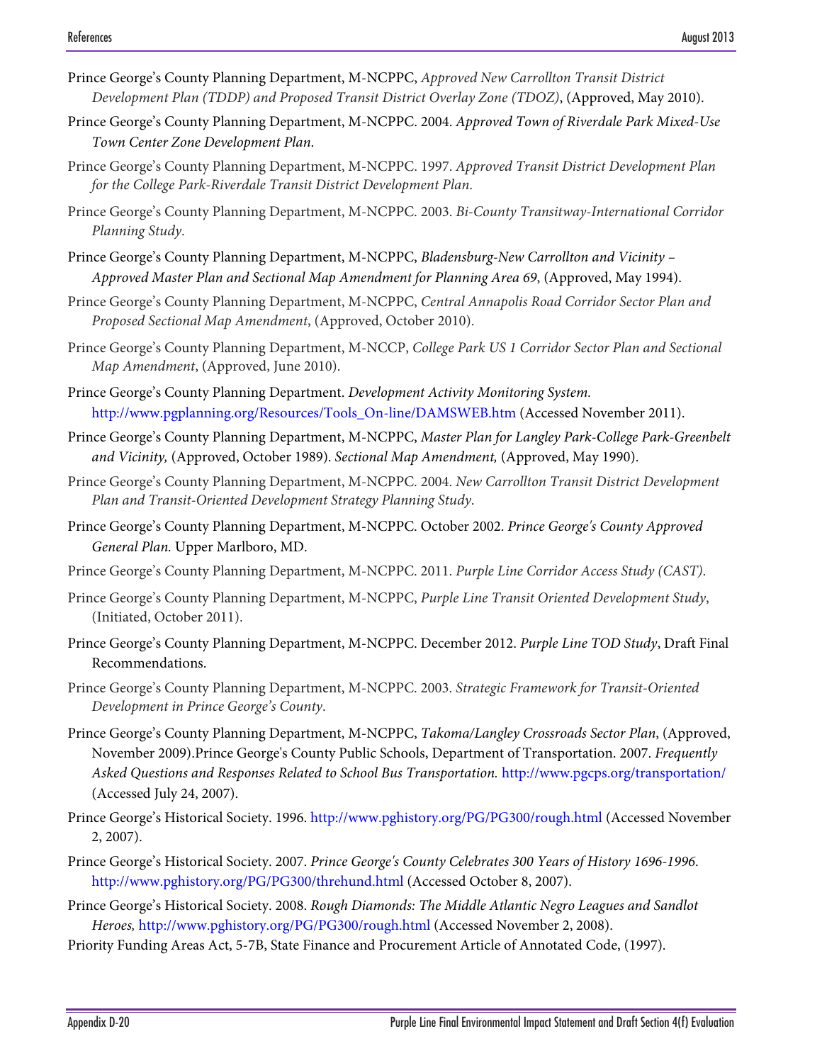Prince George's County Planning Department, M-NCPPC, *Approved New Carrollton Transit District Development Plan (TDDP) and Proposed Transit District Overlay Zone (TDOZ)*, (Approved, May 2010).

Prince George's County Planning Department, M-NCPPC. 2004. *Approved Town of Riverdale Park Mixed-Use Town Center Zone Development Plan.*

Prince George's County Planning Department, M-NCPPC. 1997. *Approved Transit District Development Plan for the College Park-Riverdale Transit District Development Plan.*

Prince George's County Planning Department, M-NCPPC. 2003. *Bi-County Transitway-International Corridor Planning Study.*

Prince George's County Planning Department, M-NCPPC, *Bladensburg-New Carrollton and Vicinity – Approved Master Plan and Sectional Map Amendment for Planning Area 69*, (Approved, May 1994).

Prince George's County Planning Department, M-NCPPC, *Central Annapolis Road Corridor Sector Plan and Proposed Sectional Map Amendment*, (Approved, October 2010).

Prince George's County Planning Department, M-NCCP, *College Park US 1 Corridor Sector Plan and Sectional Map Amendment*, (Approved, June 2010).

Prince George's County Planning Department. *Development Activity Monitoring System.* http://www.pgplanning.org/Resources/Tools_On-line/DAMSWEB.htm (Accessed November 2011).

Prince George's County Planning Department, M-NCPPC, *Master Plan for Langley Park-College Park-Greenbelt and Vicinity,* (Approved, October 1989). *Sectional Map Amendment,* (Approved, May 1990).

Prince George's County Planning Department, M-NCPPC. 2004. *New Carrollton Transit District Development Plan and Transit-Oriented Development Strategy Planning Study.*

Prince George's County Planning Department, M-NCPPC. October 2002. *Prince George's County Approved General Plan.* Upper Marlboro, MD.

Prince George's County Planning Department, M-NCPPC. 2011. *Purple Line Corridor Access Study (CAST).*

Prince George's County Planning Department, M-NCPPC, *Purple Line Transit Oriented Development Study*, (Initiated, October 2011).

Prince George's County Planning Department, M-NCPPC. December 2012. *Purple Line TOD Study*, Draft Final Recommendations.

Prince George's County Planning Department, M-NCPPC. 2003. *Strategic Framework for Transit-Oriented Development in Prince George's County.*

Prince George's County Planning Department, M-NCPPC, *Takoma/Langley Crossroads Sector Plan*, (Approved, November 2009).Prince George's County Public Schools, Department of Transportation. 2007. *Frequently Asked Questions and Responses Related to School Bus Transportation.* http://www.pgcps.org/transportation/ (Accessed July 24, 2007).

Prince George's Historical Society. 1996. http://www.pghistory.org/PG/PG300/rough.html (Accessed November 2, 2007).

Prince George's Historical Society. 2007. *Prince George's County Celebrates 300 Years of History 1696-1996.* http://www.pghistory.org/PG/PG300/threhund.html (Accessed October 8, 2007).

Prince George's Historical Society. 2008. *Rough Diamonds: The Middle Atlantic Negro Leagues and Sandlot Heroes,* http://www.pghistory.org/PG/PG300/rough.html (Accessed November 2, 2008).

Priority Funding Areas Act, 5-7B, State Finance and Procurement Article of Annotated Code, (1997).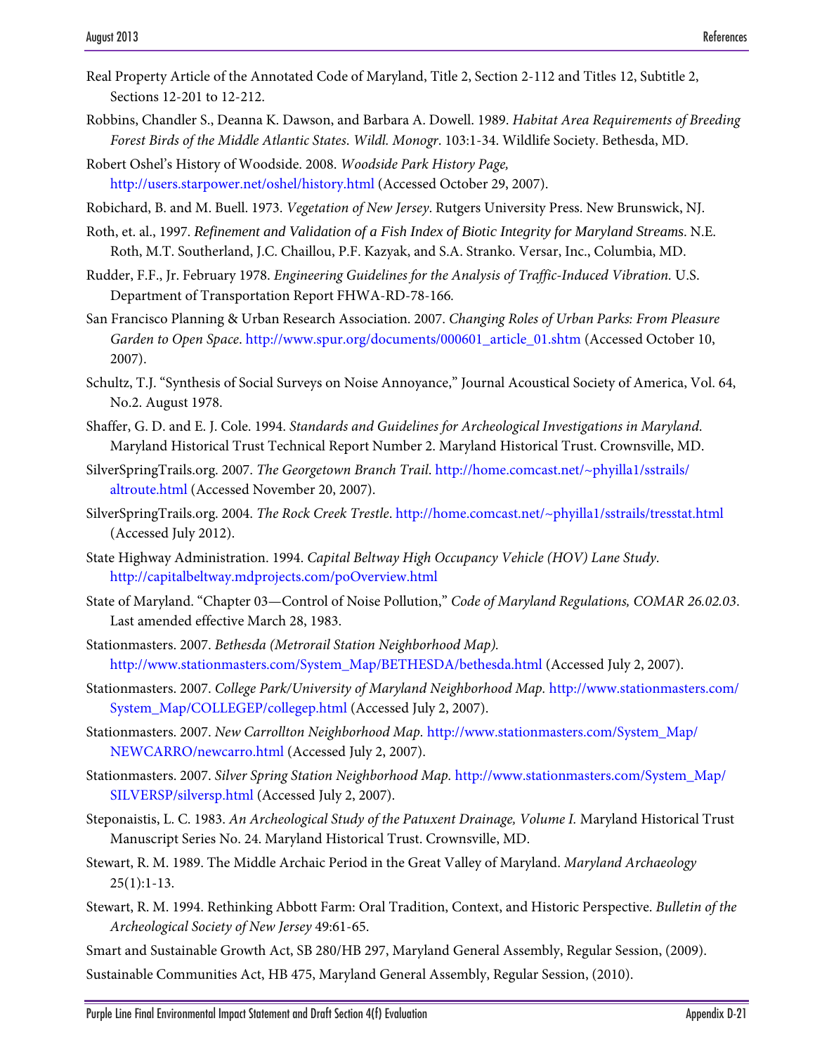Real Property Article of the Annotated Code of Maryland, Title 2, Section 2-112 and Titles 12, Subtitle 2, Sections 12-201 to 12-212.

Robbins, Chandler S., Deanna K. Dawson, and Barbara A. Dowell. 1989. *Habitat Area Requirements of Breeding Forest Birds of the Middle Atlantic States. Wildl. Monogr*. 103:1-34. Wildlife Society. Bethesda, MD.

Robert Oshel's History of Woodside. 2008. *Woodside Park History Page,* http://users.starpower.net/oshel/history.html (Accessed October 29, 2007).

Robichard, B. and M. Buell. 1973. *Vegetation of New Jersey*. Rutgers University Press. New Brunswick, NJ.

Roth, et. al., 1997. *Refinement and Validation of a Fish Index of Biotic Integrity for Maryland Streams*. N.E. Roth, M.T. Southerland, J.C. Chaillou, P.F. Kazyak, and S.A. Stranko. Versar, Inc., Columbia, MD.

Rudder, F.F., Jr. February 1978. *Engineering Guidelines for the Analysis of Traffic-Induced Vibration.* U.S. Department of Transportation Report FHWA-RD-78-166.

San Francisco Planning & Urban Research Association. 2007. *Changing Roles of Urban Parks: From Pleasure Garden to Open Space*. http://www.spur.org/documents/000601_article_01.shtm (Accessed October 10, 2007).

Schultz, T.J. "Synthesis of Social Surveys on Noise Annoyance," Journal Acoustical Society of America, Vol. 64, No.2. August 1978.

Shaffer, G. D. and E. J. Cole. 1994. *Standards and Guidelines for Archeological Investigations in Maryland*. Maryland Historical Trust Technical Report Number 2. Maryland Historical Trust. Crownsville, MD.

SilverSpringTrails.org. 2007. *The Georgetown Branch Trail*. http://home.comcast.net/~phyilla1/sstrails/altroute.html (Accessed November 20, 2007).

SilverSpringTrails.org. 2004. *The Rock Creek Trestle*. http://home.comcast.net/~phyilla1/sstrails/tresstat.html (Accessed July 2012).

State Highway Administration. 1994. *Capital Beltway High Occupancy Vehicle (HOV) Lane Study*. http://capitalbeltway.mdprojects.com/poOverview.html

State of Maryland. "Chapter 03—Control of Noise Pollution," *Code of Maryland Regulations, COMAR 26.02.03*. Last amended effective March 28, 1983.

Stationmasters. 2007. *Bethesda (Metrorail Station Neighborhood Map).* http://www.stationmasters.com/System_Map/BETHESDA/bethesda.html (Accessed July 2, 2007).

Stationmasters. 2007. *College Park/University of Maryland Neighborhood Map.* http://www.stationmasters.com/System_Map/COLLEGEP/collegep.html (Accessed July 2, 2007).

Stationmasters. 2007. *New Carrollton Neighborhood Map.* http://www.stationmasters.com/System_Map/NEWCARRO/newcarro.html (Accessed July 2, 2007).

Stationmasters. 2007. *Silver Spring Station Neighborhood Map.* http://www.stationmasters.com/System_Map/SILVERSP/silversp.html (Accessed July 2, 2007).

Steponaistis, L. C. 1983. *An Archeological Study of the Patuxent Drainage, Volume I.* Maryland Historical Trust Manuscript Series No. 24. Maryland Historical Trust. Crownsville, MD.

Stewart, R. M. 1989. The Middle Archaic Period in the Great Valley of Maryland. *Maryland Archaeology* 25(1):1-13.

Stewart, R. M. 1994. Rethinking Abbott Farm: Oral Tradition, Context, and Historic Perspective. *Bulletin of the Archeological Society of New Jersey* 49:61-65.

Smart and Sustainable Growth Act, SB 280/HB 297, Maryland General Assembly, Regular Session, (2009).

Sustainable Communities Act, HB 475, Maryland General Assembly, Regular Session, (2010).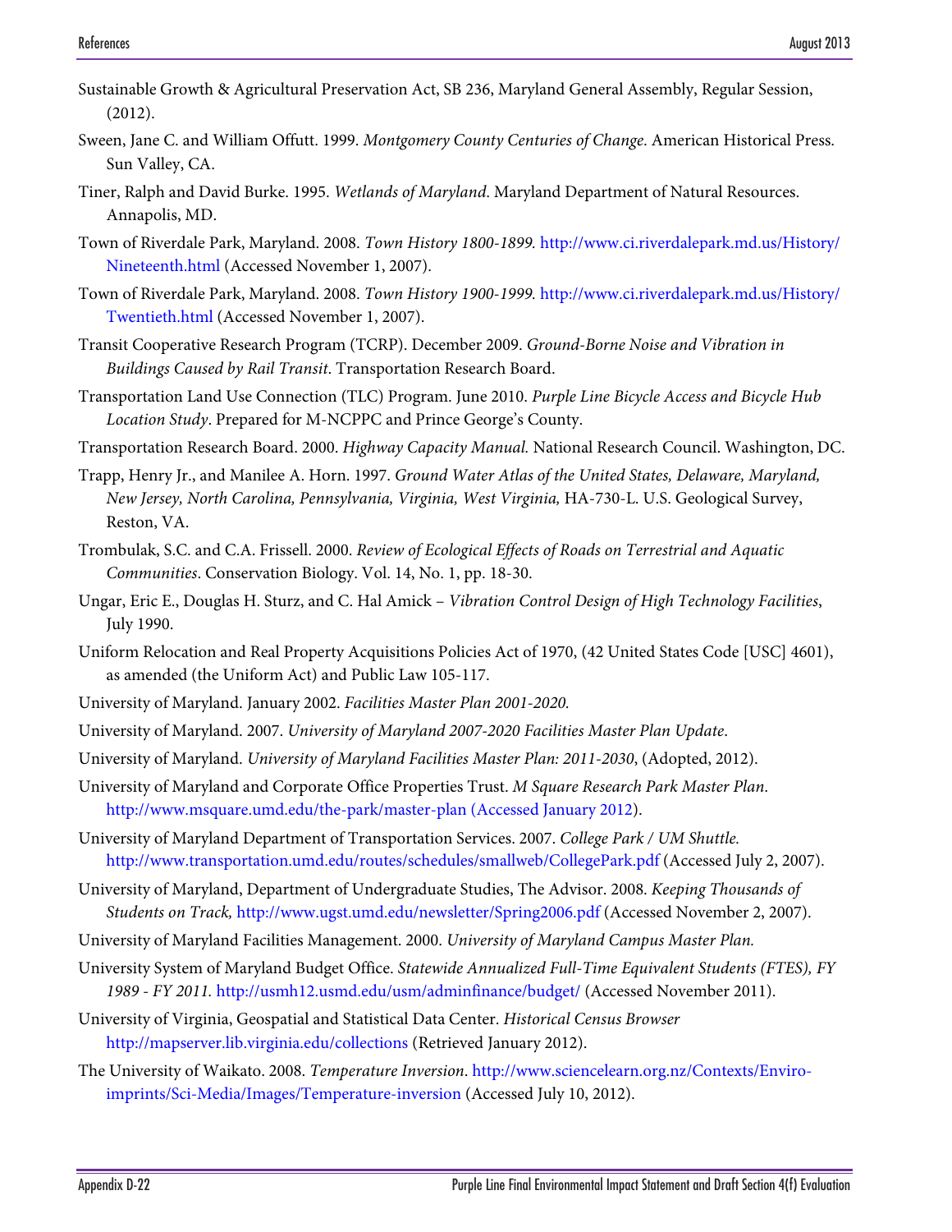Sustainable Growth & Agricultural Preservation Act, SB 236, Maryland General Assembly, Regular Session, (2012).

Sween, Jane C. and William Offutt. 1999. *Montgomery County Centuries of Change*. American Historical Press. Sun Valley, CA.

Tiner, Ralph and David Burke. 1995. *Wetlands of Maryland*. Maryland Department of Natural Resources. Annapolis, MD.

Town of Riverdale Park, Maryland. 2008. *Town History 1800-1899.* http://www.ci.riverdalepark.md.us/History/Nineteenth.html (Accessed November 1, 2007).

Town of Riverdale Park, Maryland. 2008. *Town History 1900-1999.* http://www.ci.riverdalepark.md.us/History/Twentieth.html (Accessed November 1, 2007).

Transit Cooperative Research Program (TCRP). December 2009. *Ground-Borne Noise and Vibration in Buildings Caused by Rail Transit*. Transportation Research Board.

Transportation Land Use Connection (TLC) Program. June 2010. *Purple Line Bicycle Access and Bicycle Hub Location Study*. Prepared for M-NCPPC and Prince George's County.

Transportation Research Board. 2000. *Highway Capacity Manual.* National Research Council. Washington, DC.

Trapp, Henry Jr., and Manilee A. Horn. 1997. *Ground Water Atlas of the United States, Delaware, Maryland, New Jersey, North Carolina, Pennsylvania, Virginia, West Virginia,* HA-730-L. U.S. Geological Survey, Reston, VA.

Trombulak, S.C. and C.A. Frissell. 2000. *Review of Ecological Effects of Roads on Terrestrial and Aquatic Communities*. Conservation Biology. Vol. 14, No. 1, pp. 18-30.

Ungar, Eric E., Douglas H. Sturz, and C. Hal Amick – *Vibration Control Design of High Technology Facilities*, July 1990.

Uniform Relocation and Real Property Acquisitions Policies Act of 1970, (42 United States Code [USC] 4601), as amended (the Uniform Act) and Public Law 105-117.

University of Maryland. January 2002. *Facilities Master Plan 2001-2020.*

University of Maryland. 2007. *University of Maryland 2007-2020 Facilities Master Plan Update*.

University of Maryland. *University of Maryland Facilities Master Plan: 2011-2030*, (Adopted, 2012).

University of Maryland and Corporate Office Properties Trust. *M Square Research Park Master Plan*. http://www.msquare.umd.edu/the-park/master-plan (Accessed January 2012).

University of Maryland Department of Transportation Services. 2007. *College Park / UM Shuttle.* http://www.transportation.umd.edu/routes/schedules/smallweb/CollegePark.pdf (Accessed July 2, 2007).

University of Maryland, Department of Undergraduate Studies, The Advisor. 2008. *Keeping Thousands of Students on Track,* http://www.ugst.umd.edu/newsletter/Spring2006.pdf (Accessed November 2, 2007).

University of Maryland Facilities Management. 2000. *University of Maryland Campus Master Plan.*

University System of Maryland Budget Office. *Statewide Annualized Full-Time Equivalent Students (FTES), FY 1989 - FY 2011.* http://usmh12.usmd.edu/usm/adminfinance/budget/ (Accessed November 2011).

University of Virginia, Geospatial and Statistical Data Center. *Historical Census Browser* http://mapserver.lib.virginia.edu/collections (Retrieved January 2012).

The University of Waikato. 2008. *Temperature Inversion*. http://www.sciencelearn.org.nz/Contexts/Enviro-imprints/Sci-Media/Images/Temperature-inversion (Accessed July 10, 2012).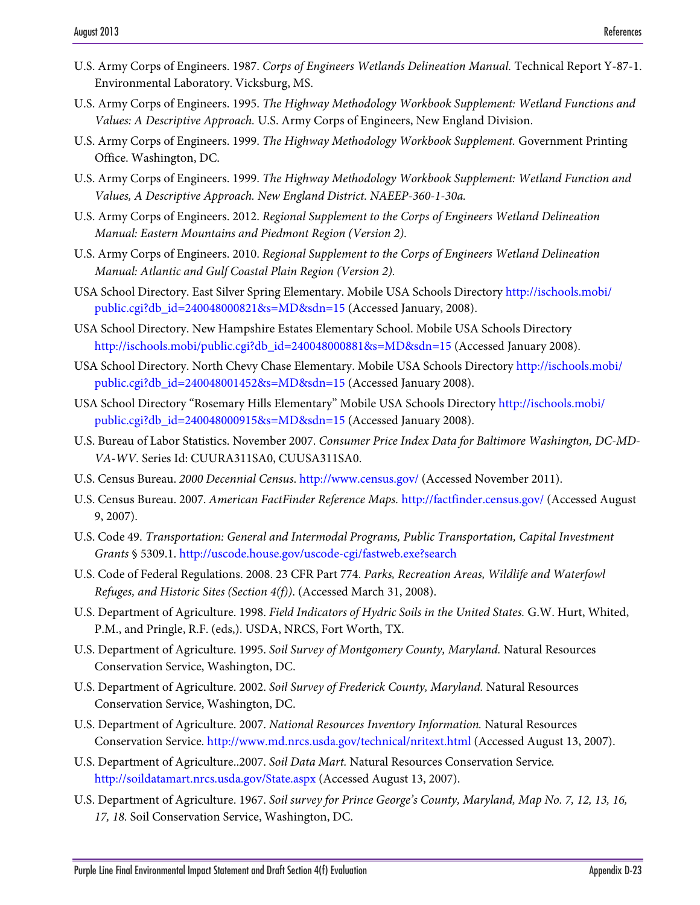U.S. Army Corps of Engineers. 1987. *Corps of Engineers Wetlands Delineation Manual.* Technical Report Y-87-1. Environmental Laboratory. Vicksburg, MS.

U.S. Army Corps of Engineers. 1995. *The Highway Methodology Workbook Supplement: Wetland Functions and Values: A Descriptive Approach.* U.S. Army Corps of Engineers, New England Division.

U.S. Army Corps of Engineers. 1999. *The Highway Methodology Workbook Supplement.* Government Printing Office. Washington, DC.

U.S. Army Corps of Engineers. 1999. *The Highway Methodology Workbook Supplement: Wetland Function and Values, A Descriptive Approach. New England District. NAEEP-360-1-30a.*

U.S. Army Corps of Engineers. 2012. *Regional Supplement to the Corps of Engineers Wetland Delineation Manual: Eastern Mountains and Piedmont Region (Version 2).*

U.S. Army Corps of Engineers. 2010. *Regional Supplement to the Corps of Engineers Wetland Delineation Manual: Atlantic and Gulf Coastal Plain Region (Version 2).*

USA School Directory. East Silver Spring Elementary. Mobile USA Schools Directory http://ischools.mobi/public.cgi?db_id=240048000821&s=MD&sdn=15 (Accessed January, 2008).

USA School Directory. New Hampshire Estates Elementary School. Mobile USA Schools Directory http://ischools.mobi/public.cgi?db_id=240048000881&s=MD&sdn=15 (Accessed January 2008).

USA School Directory. North Chevy Chase Elementary. Mobile USA Schools Directory http://ischools.mobi/public.cgi?db_id=240048001452&s=MD&sdn=15 (Accessed January 2008).

USA School Directory "Rosemary Hills Elementary" Mobile USA Schools Directory http://ischools.mobi/public.cgi?db_id=240048000915&s=MD&sdn=15 (Accessed January 2008).

U.S. Bureau of Labor Statistics. November 2007. *Consumer Price Index Data for Baltimore Washington, DC-MD-VA-WV.* Series Id: CUURA311SA0, CUUSA311SA0.

U.S. Census Bureau. *2000 Decennial Census*. http://www.census.gov/ (Accessed November 2011).

U.S. Census Bureau. 2007. *American FactFinder Reference Maps.* http://factfinder.census.gov/ (Accessed August 9, 2007).

U.S. Code 49. *Transportation: General and Intermodal Programs, Public Transportation, Capital Investment Grants* § 5309.1. http://uscode.house.gov/uscode-cgi/fastweb.exe?search

U.S. Code of Federal Regulations. 2008. 23 CFR Part 774. *Parks, Recreation Areas, Wildlife and Waterfowl Refuges, and Historic Sites (Section 4(f))*. (Accessed March 31, 2008).

U.S. Department of Agriculture. 1998. *Field Indicators of Hydric Soils in the United States.* G.W. Hurt, Whited, P.M., and Pringle, R.F. (eds,). USDA, NRCS, Fort Worth, TX.

U.S. Department of Agriculture. 1995. *Soil Survey of Montgomery County, Maryland.* Natural Resources Conservation Service, Washington, DC.

U.S. Department of Agriculture. 2002. *Soil Survey of Frederick County, Maryland.* Natural Resources Conservation Service, Washington, DC.

U.S. Department of Agriculture. 2007. *National Resources Inventory Information.* Natural Resources Conservation Service. http://www.md.nrcs.usda.gov/technical/nritext.html (Accessed August 13, 2007).

U.S. Department of Agriculture..2007. *Soil Data Mart.* Natural Resources Conservation Service. http://soildatamart.nrcs.usda.gov/State.aspx (Accessed August 13, 2007).

U.S. Department of Agriculture. 1967. *Soil survey for Prince George's County, Maryland, Map No. 7, 12, 13, 16, 17, 18.* Soil Conservation Service, Washington, DC.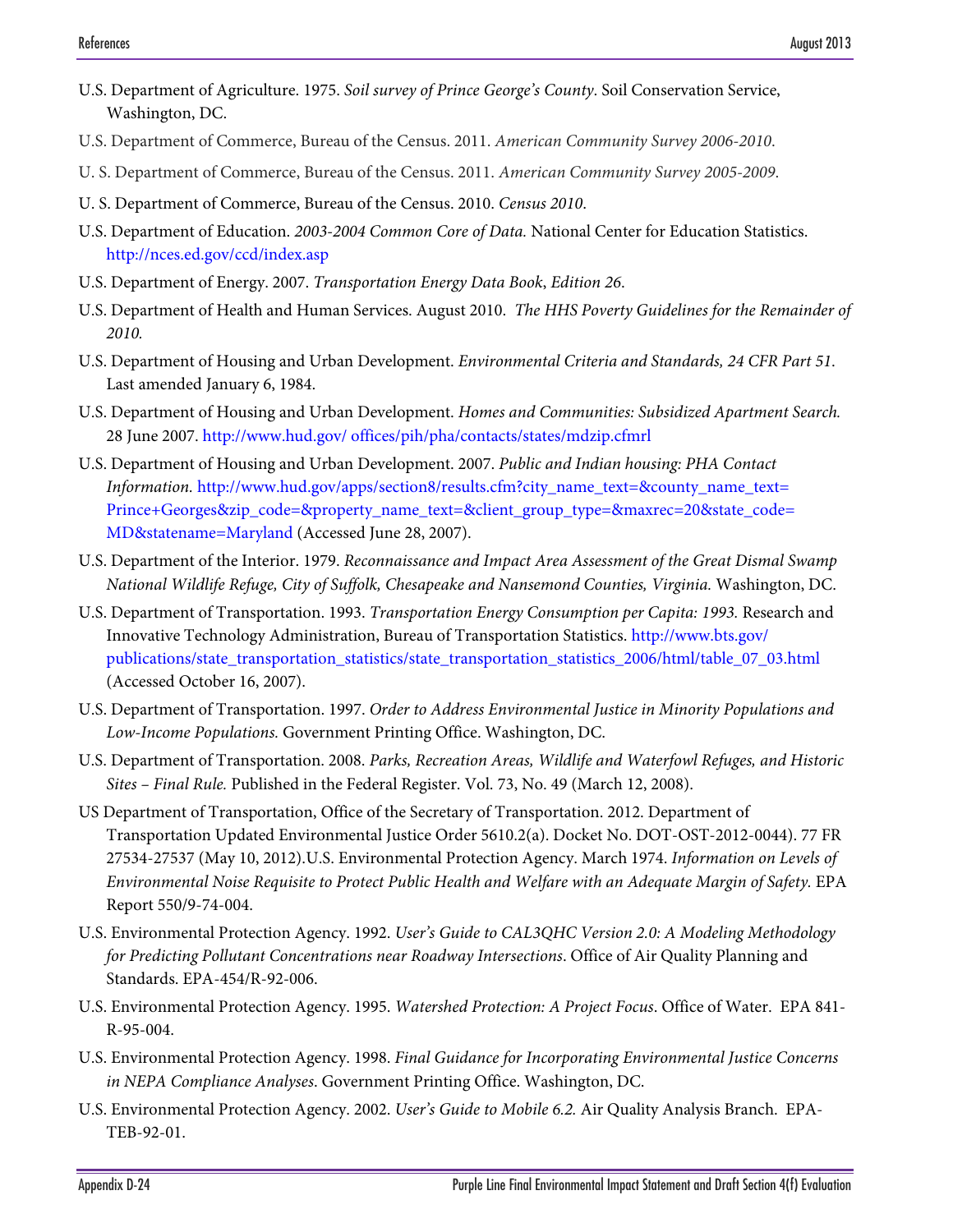U.S. Department of Agriculture. 1975. *Soil survey of Prince George's County*. Soil Conservation Service, Washington, DC.

U.S. Department of Commerce, Bureau of the Census. 2011. *American Community Survey 2006-2010*.

U. S. Department of Commerce, Bureau of the Census. 2011. *American Community Survey 2005-2009*.

U. S. Department of Commerce, Bureau of the Census. 2010. *Census 2010*.

U.S. Department of Education. *2003-2004 Common Core of Data.* National Center for Education Statistics. http://nces.ed.gov/ccd/index.asp

U.S. Department of Energy. 2007. *Transportation Energy Data Book*, *Edition 26*.

U.S. Department of Health and Human Services. August 2010. *The HHS Poverty Guidelines for the Remainder of 2010.*

U.S. Department of Housing and Urban Development. *Environmental Criteria and Standards, 24 CFR Part 51*. Last amended January 6, 1984.

U.S. Department of Housing and Urban Development. *Homes and Communities: Subsidized Apartment Search.* 28 June 2007. http://www.hud.gov/ offices/pih/pha/contacts/states/mdzip.cfmrl

U.S. Department of Housing and Urban Development. 2007. *Public and Indian housing: PHA Contact Information.* http://www.hud.gov/apps/section8/results.cfm?city_name_text=&county_name_text=Prince+Georges&zip_code=&property_name_text=&client_group_type=&maxrec=20&state_code=MD&statename=Maryland (Accessed June 28, 2007).

U.S. Department of the Interior. 1979. *Reconnaissance and Impact Area Assessment of the Great Dismal Swamp National Wildlife Refuge, City of Suffolk, Chesapeake and Nansemond Counties, Virginia.* Washington, DC.

U.S. Department of Transportation. 1993. *Transportation Energy Consumption per Capita: 1993.* Research and Innovative Technology Administration, Bureau of Transportation Statistics. http://www.bts.gov/publications/state_transportation_statistics/state_transportation_statistics_2006/html/table_07_03.html (Accessed October 16, 2007).

U.S. Department of Transportation. 1997. *Order to Address Environmental Justice in Minority Populations and Low-Income Populations.* Government Printing Office. Washington, DC.

U.S. Department of Transportation. 2008. *Parks, Recreation Areas, Wildlife and Waterfowl Refuges, and Historic Sites – Final Rule.* Published in the Federal Register. Vol. 73, No. 49 (March 12, 2008).

US Department of Transportation, Office of the Secretary of Transportation. 2012. Department of Transportation Updated Environmental Justice Order 5610.2(a). Docket No. DOT-OST-2012-0044). 77 FR 27534-27537 (May 10, 2012).U.S. Environmental Protection Agency. March 1974. *Information on Levels of Environmental Noise Requisite to Protect Public Health and Welfare with an Adequate Margin of Safety.* EPA Report 550/9-74-004.

U.S. Environmental Protection Agency. 1992. *User's Guide to CAL3QHC Version 2.0: A Modeling Methodology for Predicting Pollutant Concentrations near Roadway Intersections*. Office of Air Quality Planning and Standards. EPA-454/R-92-006.

U.S. Environmental Protection Agency. 1995. *Watershed Protection: A Project Focus*. Office of Water. EPA 841-R-95-004.

U.S. Environmental Protection Agency. 1998. *Final Guidance for Incorporating Environmental Justice Concerns in NEPA Compliance Analyses*. Government Printing Office. Washington, DC.

U.S. Environmental Protection Agency. 2002. *User's Guide to Mobile 6.2.* Air Quality Analysis Branch. EPA-TEB-92-01.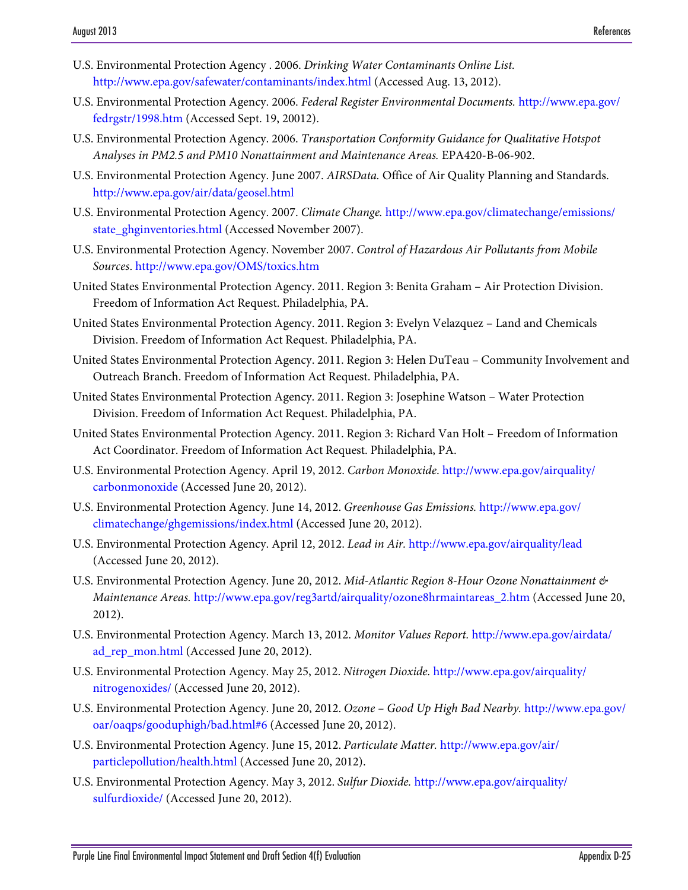U.S. Environmental Protection Agency . 2006. *Drinking Water Contaminants Online List.* http://www.epa.gov/safewater/contaminants/index.html (Accessed Aug. 13, 2012).

U.S. Environmental Protection Agency. 2006. *Federal Register Environmental Documents.* http://www.epa.gov/fedrgstr/1998.htm (Accessed Sept. 19, 20012).

U.S. Environmental Protection Agency. 2006. *Transportation Conformity Guidance for Qualitative Hotspot Analyses in PM2.5 and PM10 Nonattainment and Maintenance Areas.* EPA420-B-06-902.

U.S. Environmental Protection Agency. June 2007. *AIRSData.* Office of Air Quality Planning and Standards. http://www.epa.gov/air/data/geosel.html

U.S. Environmental Protection Agency. 2007. *Climate Change.* http://www.epa.gov/climatechange/emissions/state_ghginventories.html (Accessed November 2007).

U.S. Environmental Protection Agency. November 2007. *Control of Hazardous Air Pollutants from Mobile Sources*. http://www.epa.gov/OMS/toxics.htm

United States Environmental Protection Agency. 2011. Region 3: Benita Graham – Air Protection Division. Freedom of Information Act Request. Philadelphia, PA.

United States Environmental Protection Agency. 2011. Region 3: Evelyn Velazquez – Land and Chemicals Division. Freedom of Information Act Request. Philadelphia, PA.

United States Environmental Protection Agency. 2011. Region 3: Helen DuTeau – Community Involvement and Outreach Branch. Freedom of Information Act Request. Philadelphia, PA.

United States Environmental Protection Agency. 2011. Region 3: Josephine Watson – Water Protection Division. Freedom of Information Act Request. Philadelphia, PA.

United States Environmental Protection Agency. 2011. Region 3: Richard Van Holt – Freedom of Information Act Coordinator. Freedom of Information Act Request. Philadelphia, PA.

U.S. Environmental Protection Agency. April 19, 2012. *Carbon Monoxide*. http://www.epa.gov/airquality/carbonmonoxide (Accessed June 20, 2012).

U.S. Environmental Protection Agency. June 14, 2012. *Greenhouse Gas Emissions.* http://www.epa.gov/climatechange/ghgemissions/index.html (Accessed June 20, 2012).

U.S. Environmental Protection Agency. April 12, 2012. *Lead in Air.* http://www.epa.gov/airquality/lead (Accessed June 20, 2012).

U.S. Environmental Protection Agency. June 20, 2012. *Mid-Atlantic Region 8-Hour Ozone Nonattainment & Maintenance Areas.* http://www.epa.gov/reg3artd/airquality/ozone8hrmaintareas_2.htm (Accessed June 20, 2012).

U.S. Environmental Protection Agency. March 13, 2012. *Monitor Values Report.* http://www.epa.gov/airdata/ad_rep_mon.html (Accessed June 20, 2012).

U.S. Environmental Protection Agency. May 25, 2012. *Nitrogen Dioxide*. http://www.epa.gov/airquality/nitrogenoxides/ (Accessed June 20, 2012).

U.S. Environmental Protection Agency. June 20, 2012. *Ozone – Good Up High Bad Nearby.* http://www.epa.gov/oar/oaqps/gooduphigh/bad.html#6 (Accessed June 20, 2012).

U.S. Environmental Protection Agency. June 15, 2012. *Particulate Matter.* http://www.epa.gov/air/particlepollution/health.html (Accessed June 20, 2012).

U.S. Environmental Protection Agency. May 3, 2012. *Sulfur Dioxide.* http://www.epa.gov/airquality/sulfurdioxide/ (Accessed June 20, 2012).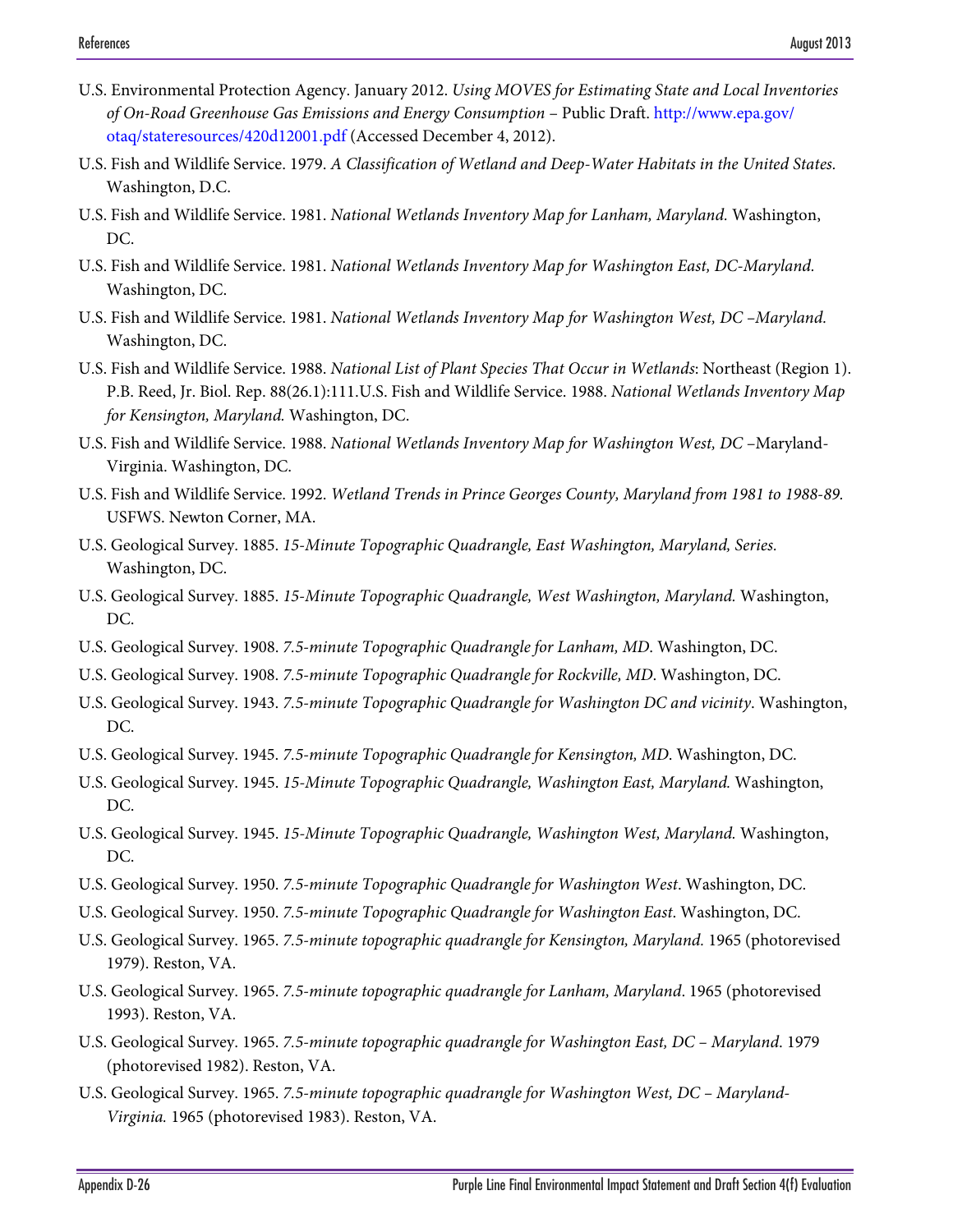U.S. Environmental Protection Agency. January 2012. *Using MOVES for Estimating State and Local Inventories of On-Road Greenhouse Gas Emissions and Energy Consumption* – Public Draft. http://www.epa.gov/otaq/stateresources/420d12001.pdf (Accessed December 4, 2012).

U.S. Fish and Wildlife Service. 1979. *A Classification of Wetland and Deep-Water Habitats in the United States.* Washington, D.C.

U.S. Fish and Wildlife Service. 1981. *National Wetlands Inventory Map for Lanham, Maryland.* Washington, DC.

U.S. Fish and Wildlife Service. 1981. *National Wetlands Inventory Map for Washington East, DC-Maryland.* Washington, DC.

U.S. Fish and Wildlife Service. 1981. *National Wetlands Inventory Map for Washington West, DC –Maryland.* Washington, DC.

U.S. Fish and Wildlife Service. 1988. *National List of Plant Species That Occur in Wetlands*: Northeast (Region 1). P.B. Reed, Jr. Biol. Rep. 88(26.1):111.U.S. Fish and Wildlife Service. 1988. *National Wetlands Inventory Map for Kensington, Maryland.* Washington, DC.

U.S. Fish and Wildlife Service. 1988. *National Wetlands Inventory Map for Washington West, DC* –Maryland-Virginia. Washington, DC.

U.S. Fish and Wildlife Service. 1992. *Wetland Trends in Prince Georges County, Maryland from 1981 to 1988-89.* USFWS. Newton Corner, MA.

U.S. Geological Survey. 1885. *15-Minute Topographic Quadrangle, East Washington, Maryland, Series.* Washington, DC.

U.S. Geological Survey. 1885. *15-Minute Topographic Quadrangle, West Washington, Maryland.* Washington, DC.

U.S. Geological Survey. 1908. *7.5-minute Topographic Quadrangle for Lanham, MD*. Washington, DC.

U.S. Geological Survey. 1908. *7.5-minute Topographic Quadrangle for Rockville, MD*. Washington, DC.

U.S. Geological Survey. 1943. *7.5-minute Topographic Quadrangle for Washington DC and vicinity*. Washington, DC.

U.S. Geological Survey. 1945. *7.5-minute Topographic Quadrangle for Kensington, MD*. Washington, DC.

U.S. Geological Survey. 1945. *15-Minute Topographic Quadrangle, Washington East, Maryland.* Washington, DC.

U.S. Geological Survey. 1945. *15-Minute Topographic Quadrangle, Washington West, Maryland.* Washington, DC.

U.S. Geological Survey. 1950. *7.5-minute Topographic Quadrangle for Washington West*. Washington, DC.

U.S. Geological Survey. 1950. *7.5-minute Topographic Quadrangle for Washington East*. Washington, DC.

U.S. Geological Survey. 1965. *7.5-minute topographic quadrangle for Kensington, Maryland.* 1965 (photorevised 1979). Reston, VA.

U.S. Geological Survey. 1965. *7.5-minute topographic quadrangle for Lanham, Maryland*. 1965 (photorevised 1993). Reston, VA.

U.S. Geological Survey. 1965. *7.5-minute topographic quadrangle for Washington East, DC – Maryland*. 1979 (photorevised 1982). Reston, VA.

U.S. Geological Survey. 1965. *7.5-minute topographic quadrangle for Washington West, DC – Maryland-Virginia.* 1965 (photorevised 1983). Reston, VA.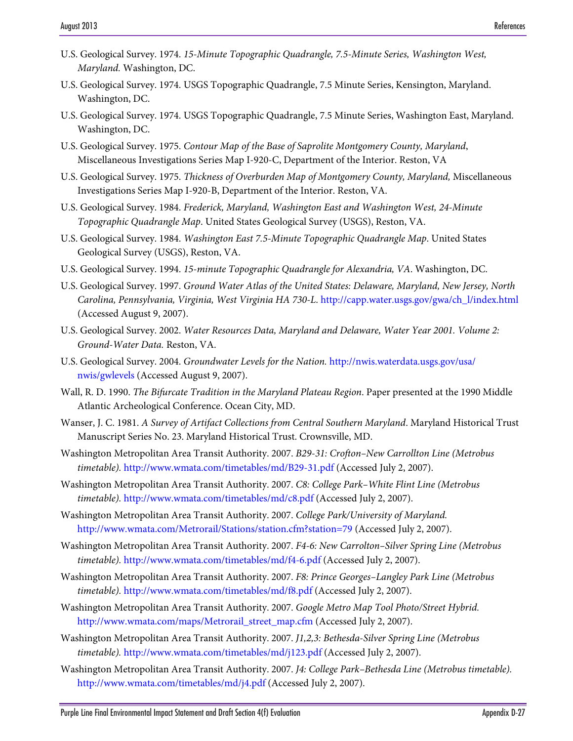U.S. Geological Survey. 1974. *15-Minute Topographic Quadrangle, 7.5-Minute Series, Washington West, Maryland.* Washington, DC.

U.S. Geological Survey. 1974. USGS Topographic Quadrangle, 7.5 Minute Series, Kensington, Maryland. Washington, DC.

U.S. Geological Survey. 1974. USGS Topographic Quadrangle, 7.5 Minute Series, Washington East, Maryland. Washington, DC.

U.S. Geological Survey. 1975. *Contour Map of the Base of Saprolite Montgomery County, Maryland*, Miscellaneous Investigations Series Map I-920-C, Department of the Interior. Reston, VA

U.S. Geological Survey. 1975. *Thickness of Overburden Map of Montgomery County, Maryland,* Miscellaneous Investigations Series Map I-920-B, Department of the Interior. Reston, VA.

U.S. Geological Survey. 1984. *Frederick, Maryland, Washington East and Washington West, 24-Minute Topographic Quadrangle Map*. United States Geological Survey (USGS), Reston, VA.

U.S. Geological Survey. 1984. *Washington East 7.5-Minute Topographic Quadrangle Map*. United States Geological Survey (USGS), Reston, VA.

U.S. Geological Survey. 1994. *15-minute Topographic Quadrangle for Alexandria, VA*. Washington, DC.

U.S. Geological Survey. 1997. *Ground Water Atlas of the United States: Delaware, Maryland, New Jersey, North Carolina, Pennsylvania, Virginia, West Virginia HA 730-L*. http://capp.water.usgs.gov/gwa/ch_l/index.html (Accessed August 9, 2007).

U.S. Geological Survey. 2002. *Water Resources Data, Maryland and Delaware, Water Year 2001. Volume 2: Ground-Water Data.* Reston, VA.

U.S. Geological Survey. 2004. *Groundwater Levels for the Nation.* http://nwis.waterdata.usgs.gov/usa/nwis/gwlevels (Accessed August 9, 2007).

Wall, R. D. 1990. *The Bifurcate Tradition in the Maryland Plateau Region*. Paper presented at the 1990 Middle Atlantic Archeological Conference. Ocean City, MD.

Wanser, J. C. 1981. *A Survey of Artifact Collections from Central Southern Maryland*. Maryland Historical Trust Manuscript Series No. 23. Maryland Historical Trust. Crownsville, MD.

Washington Metropolitan Area Transit Authority. 2007. *B29-31: Crofton–New Carrollton Line (Metrobus timetable).* http://www.wmata.com/timetables/md/B29-31.pdf (Accessed July 2, 2007).

Washington Metropolitan Area Transit Authority. 2007. *C8: College Park–White Flint Line (Metrobus timetable).* http://www.wmata.com/timetables/md/c8.pdf (Accessed July 2, 2007).

Washington Metropolitan Area Transit Authority. 2007. *College Park/University of Maryland.* http://www.wmata.com/Metrorail/Stations/station.cfm?station=79 (Accessed July 2, 2007).

Washington Metropolitan Area Transit Authority. 2007. *F4-6: New Carrolton–Silver Spring Line (Metrobus timetable).* http://www.wmata.com/timetables/md/f4-6.pdf (Accessed July 2, 2007).

Washington Metropolitan Area Transit Authority. 2007. *F8: Prince Georges–Langley Park Line (Metrobus timetable).* http://www.wmata.com/timetables/md/f8.pdf (Accessed July 2, 2007).

Washington Metropolitan Area Transit Authority. 2007. *Google Metro Map Tool Photo/Street Hybrid.* http://www.wmata.com/maps/Metrorail_street_map.cfm (Accessed July 2, 2007).

Washington Metropolitan Area Transit Authority. 2007. *J1,2,3: Bethesda-Silver Spring Line (Metrobus timetable).* http://www.wmata.com/timetables/md/j123.pdf (Accessed July 2, 2007).

Washington Metropolitan Area Transit Authority. 2007. *J4: College Park–Bethesda Line (Metrobus timetable).* http://www.wmata.com/timetables/md/j4.pdf (Accessed July 2, 2007).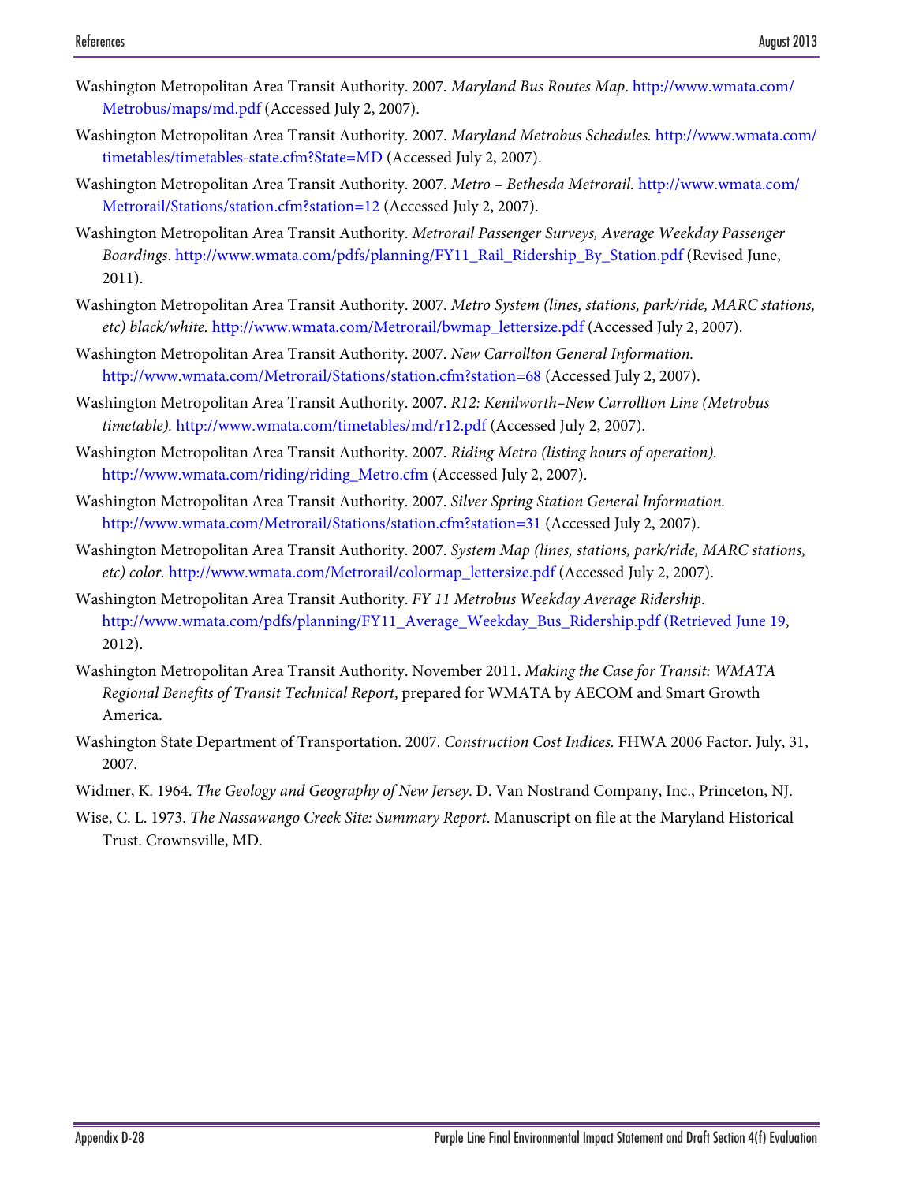Washington Metropolitan Area Transit Authority. 2007. *Maryland Bus Routes Map*. http://www.wmata.com/Metrobus/maps/md.pdf (Accessed July 2, 2007).

Washington Metropolitan Area Transit Authority. 2007. *Maryland Metrobus Schedules.* http://www.wmata.com/timetables/timetables-state.cfm?State=MD (Accessed July 2, 2007).

Washington Metropolitan Area Transit Authority. 2007. *Metro – Bethesda Metrorail.* http://www.wmata.com/Metrorail/Stations/station.cfm?station=12 (Accessed July 2, 2007).

Washington Metropolitan Area Transit Authority. *Metrorail Passenger Surveys, Average Weekday Passenger Boardings*. http://www.wmata.com/pdfs/planning/FY11_Rail_Ridership_By_Station.pdf (Revised June, 2011).

Washington Metropolitan Area Transit Authority. 2007. *Metro System (lines, stations, park/ride, MARC stations, etc) black/white.* http://www.wmata.com/Metrorail/bwmap_lettersize.pdf (Accessed July 2, 2007).

Washington Metropolitan Area Transit Authority. 2007. *New Carrollton General Information.* http://www.wmata.com/Metrorail/Stations/station.cfm?station=68 (Accessed July 2, 2007).

Washington Metropolitan Area Transit Authority. 2007. *R12: Kenilworth–New Carrollton Line (Metrobus timetable).* http://www.wmata.com/timetables/md/r12.pdf (Accessed July 2, 2007).

Washington Metropolitan Area Transit Authority. 2007. *Riding Metro (listing hours of operation).* http://www.wmata.com/riding/riding_Metro.cfm (Accessed July 2, 2007).

Washington Metropolitan Area Transit Authority. 2007. *Silver Spring Station General Information.* http://www.wmata.com/Metrorail/Stations/station.cfm?station=31 (Accessed July 2, 2007).

Washington Metropolitan Area Transit Authority. 2007. *System Map (lines, stations, park/ride, MARC stations, etc) color.* http://www.wmata.com/Metrorail/colormap_lettersize.pdf (Accessed July 2, 2007).

Washington Metropolitan Area Transit Authority. *FY 11 Metrobus Weekday Average Ridership*. http://www.wmata.com/pdfs/planning/FY11_Average_Weekday_Bus_Ridership.pdf (Retrieved June 19, 2012).

Washington Metropolitan Area Transit Authority. November 2011. *Making the Case for Transit: WMATA Regional Benefits of Transit Technical Report*, prepared for WMATA by AECOM and Smart Growth America.

Washington State Department of Transportation. 2007. *Construction Cost Indices.* FHWA 2006 Factor. July, 31, 2007.

Widmer, K. 1964. *The Geology and Geography of New Jersey*. D. Van Nostrand Company, Inc., Princeton, NJ.

Wise, C. L. 1973. *The Nassawango Creek Site: Summary Report*. Manuscript on file at the Maryland Historical Trust. Crownsville, MD.